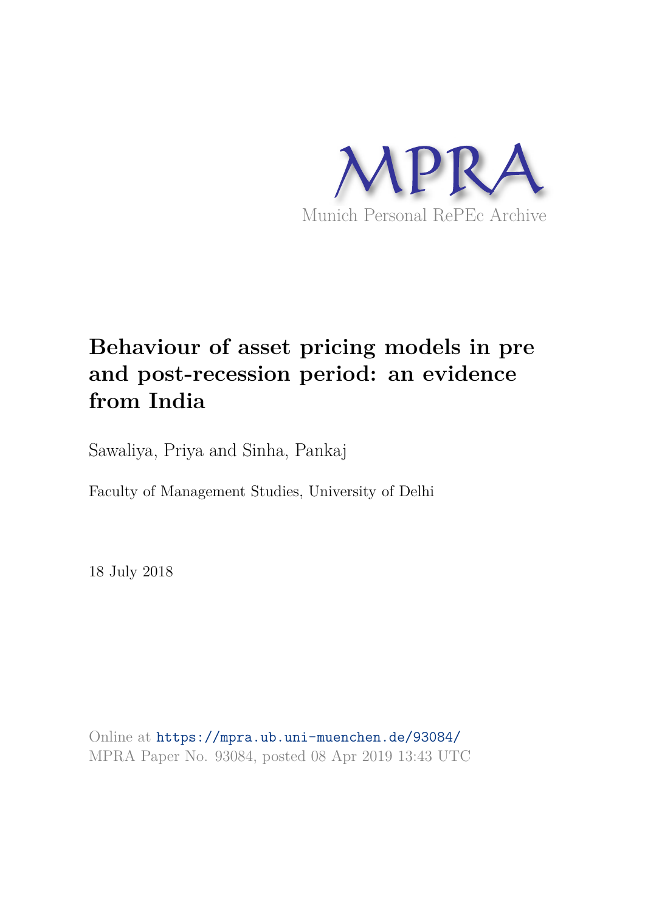MPRA

Munich Personal RePEc Archive

# Behaviour of asset pricing models in pre and post-recession period: an evidence from India

Sawaliya, Priya and Sinha, Pankaj

Faculty of Management Studies, University of Delhi

18 July 2018

Online at https://mpra.ub.uni-muenchen.de/93084/
MPRA Paper No. 93084, posted 08 Apr 2019 13:43 UTC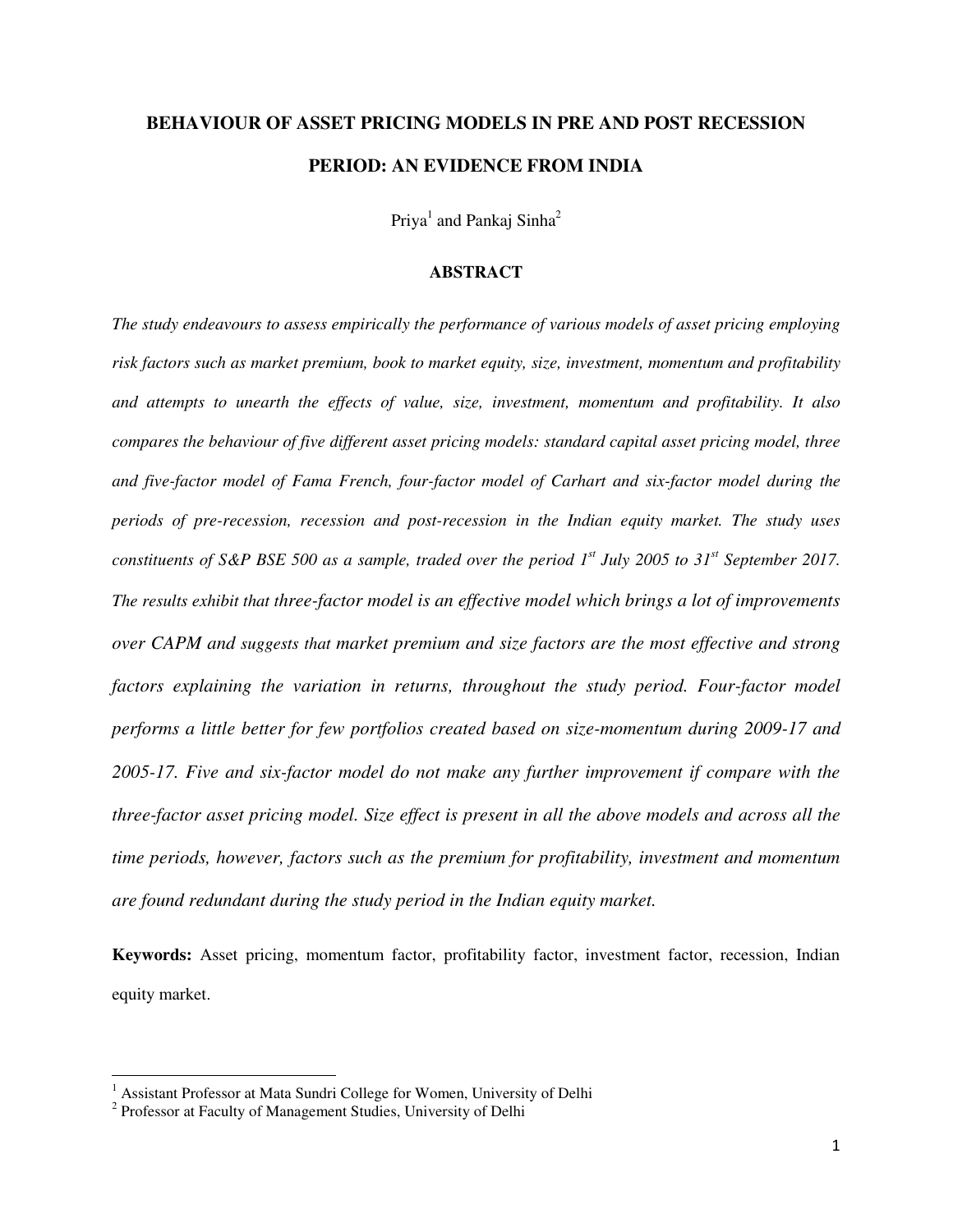# BEHAVIOUR OF ASSET PRICING MODELS IN PRE AND POST RECESSION PERIOD: AN EVIDENCE FROM INDIA

Priya[1] and Pankaj Sinha[2]

## ABSTRACT

*The study endeavours to assess empirically the performance of various models of asset pricing employing risk factors such as market premium, book to market equity, size, investment, momentum and profitability and attempts to unearth the effects of value, size, investment, momentum and profitability. It also compares the behaviour of five different asset pricing models: standard capital asset pricing model, three and five-factor model of Fama French, four-factor model of Carhart and six-factor model during the periods of pre-recession, recession and post-recession in the Indian equity market. The study uses constituents of S&P BSE 500 as a sample, traded over the period 1st July 2005 to 31st September 2017. The results exhibit that three-factor model is an effective model which brings a lot of improvements over CAPM and suggests that market premium and size factors are the most effective and strong factors explaining the variation in returns, throughout the study period. Four-factor model performs a little better for few portfolios created based on size-momentum during 2009-17 and 2005-17. Five and six-factor model do not make any further improvement if compare with the three-factor asset pricing model. Size effect is present in all the above models and across all the time periods, however, factors such as the premium for profitability, investment and momentum are found redundant during the study period in the Indian equity market.*

**Keywords:** Asset pricing, momentum factor, profitability factor, investment factor, recession, Indian equity market.

---

[1] Assistant Professor at Mata Sundri College for Women, University of Delhi

[2] Professor at Faculty of Management Studies, University of Delhi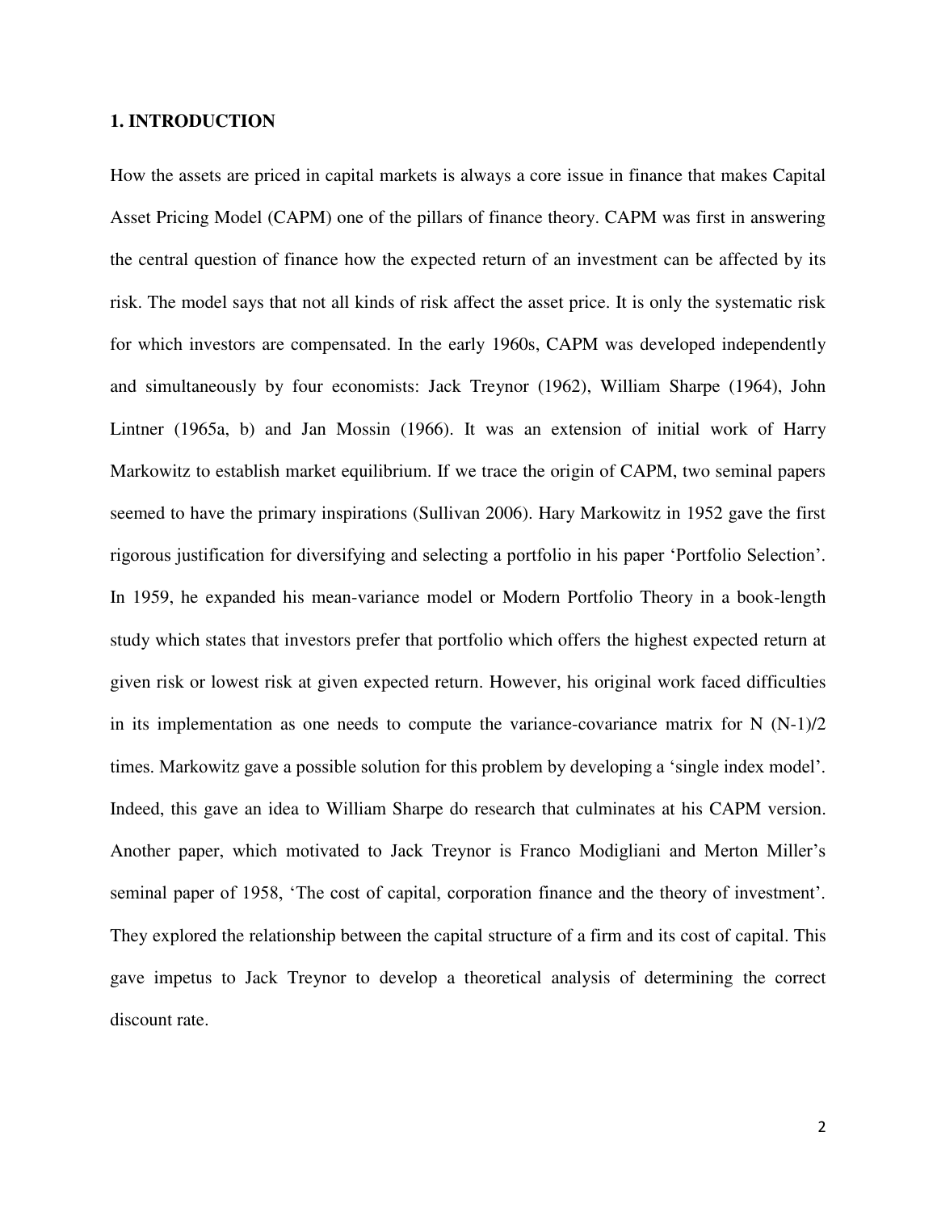## 1. INTRODUCTION

How the assets are priced in capital markets is always a core issue in finance that makes Capital Asset Pricing Model (CAPM) one of the pillars of finance theory. CAPM was first in answering the central question of finance how the expected return of an investment can be affected by its risk. The model says that not all kinds of risk affect the asset price. It is only the systematic risk for which investors are compensated. In the early 1960s, CAPM was developed independently and simultaneously by four economists: Jack Treynor (1962), William Sharpe (1964), John Lintner (1965a, b) and Jan Mossin (1966). It was an extension of initial work of Harry Markowitz to establish market equilibrium. If we trace the origin of CAPM, two seminal papers seemed to have the primary inspirations (Sullivan 2006). Hary Markowitz in 1952 gave the first rigorous justification for diversifying and selecting a portfolio in his paper 'Portfolio Selection'. In 1959, he expanded his mean-variance model or Modern Portfolio Theory in a book-length study which states that investors prefer that portfolio which offers the highest expected return at given risk or lowest risk at given expected return. However, his original work faced difficulties in its implementation as one needs to compute the variance-covariance matrix for N (N-1)/2 times. Markowitz gave a possible solution for this problem by developing a 'single index model'. Indeed, this gave an idea to William Sharpe do research that culminates at his CAPM version. Another paper, which motivated to Jack Treynor is Franco Modigliani and Merton Miller's seminal paper of 1958, 'The cost of capital, corporation finance and the theory of investment'. They explored the relationship between the capital structure of a firm and its cost of capital. This gave impetus to Jack Treynor to develop a theoretical analysis of determining the correct discount rate.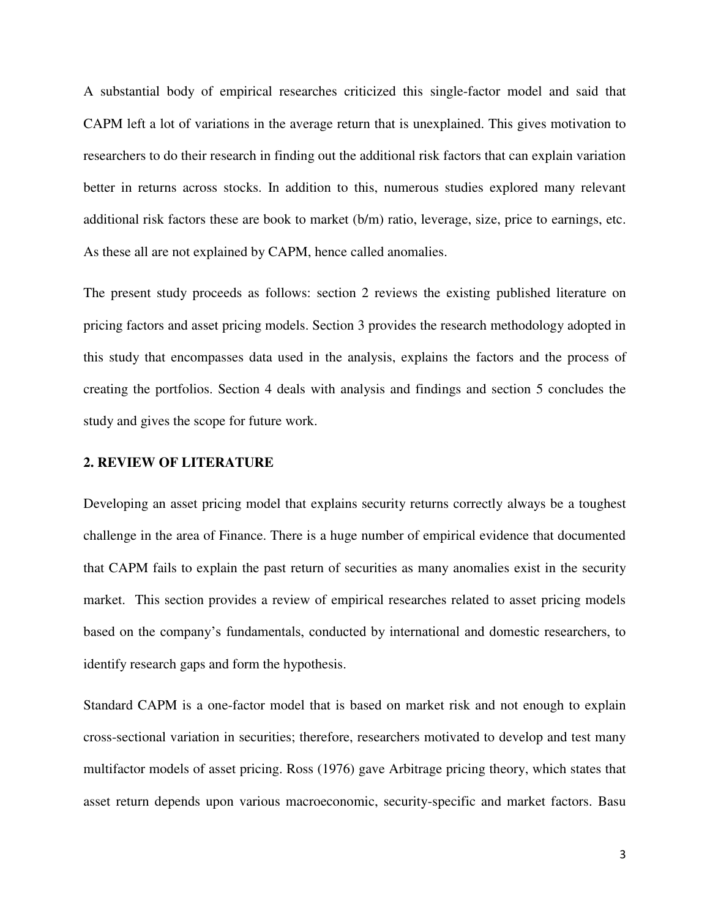A substantial body of empirical researches criticized this single-factor model and said that CAPM left a lot of variations in the average return that is unexplained. This gives motivation to researchers to do their research in finding out the additional risk factors that can explain variation better in returns across stocks. In addition to this, numerous studies explored many relevant additional risk factors these are book to market (b/m) ratio, leverage, size, price to earnings, etc. As these all are not explained by CAPM, hence called anomalies.

The present study proceeds as follows: section 2 reviews the existing published literature on pricing factors and asset pricing models. Section 3 provides the research methodology adopted in this study that encompasses data used in the analysis, explains the factors and the process of creating the portfolios. Section 4 deals with analysis and findings and section 5 concludes the study and gives the scope for future work.

## 2. REVIEW OF LITERATURE

Developing an asset pricing model that explains security returns correctly always be a toughest challenge in the area of Finance. There is a huge number of empirical evidence that documented that CAPM fails to explain the past return of securities as many anomalies exist in the security market. This section provides a review of empirical researches related to asset pricing models based on the company's fundamentals, conducted by international and domestic researchers, to identify research gaps and form the hypothesis.

Standard CAPM is a one-factor model that is based on market risk and not enough to explain cross-sectional variation in securities; therefore, researchers motivated to develop and test many multifactor models of asset pricing. Ross (1976) gave Arbitrage pricing theory, which states that asset return depends upon various macroeconomic, security-specific and market factors. Basu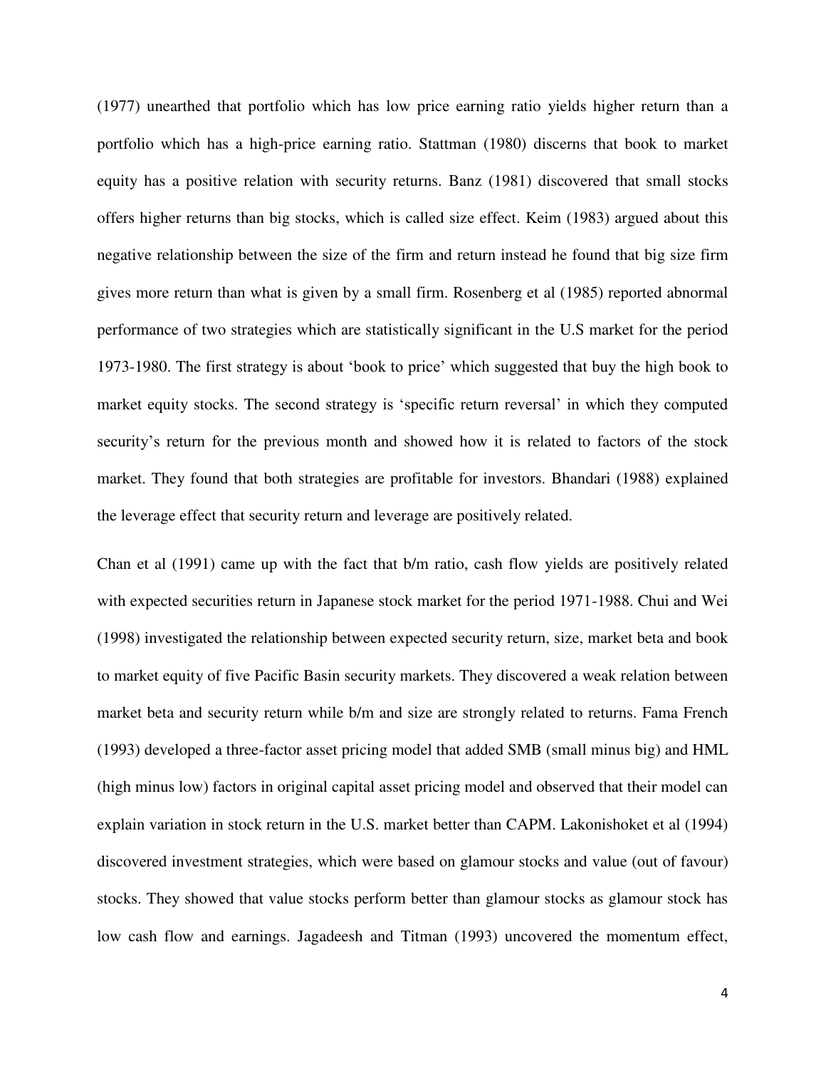(1977) unearthed that portfolio which has low price earning ratio yields higher return than a portfolio which has a high-price earning ratio. Stattman (1980) discerns that book to market equity has a positive relation with security returns. Banz (1981) discovered that small stocks offers higher returns than big stocks, which is called size effect. Keim (1983) argued about this negative relationship between the size of the firm and return instead he found that big size firm gives more return than what is given by a small firm. Rosenberg et al (1985) reported abnormal performance of two strategies which are statistically significant in the U.S market for the period 1973-1980. The first strategy is about 'book to price' which suggested that buy the high book to market equity stocks. The second strategy is 'specific return reversal' in which they computed security's return for the previous month and showed how it is related to factors of the stock market. They found that both strategies are profitable for investors. Bhandari (1988) explained the leverage effect that security return and leverage are positively related.

Chan et al (1991) came up with the fact that b/m ratio, cash flow yields are positively related with expected securities return in Japanese stock market for the period 1971-1988. Chui and Wei (1998) investigated the relationship between expected security return, size, market beta and book to market equity of five Pacific Basin security markets. They discovered a weak relation between market beta and security return while b/m and size are strongly related to returns. Fama French (1993) developed a three-factor asset pricing model that added SMB (small minus big) and HML (high minus low) factors in original capital asset pricing model and observed that their model can explain variation in stock return in the U.S. market better than CAPM. Lakonishoket et al (1994) discovered investment strategies, which were based on glamour stocks and value (out of favour) stocks. They showed that value stocks perform better than glamour stocks as glamour stock has low cash flow and earnings. Jagadeesh and Titman (1993) uncovered the momentum effect,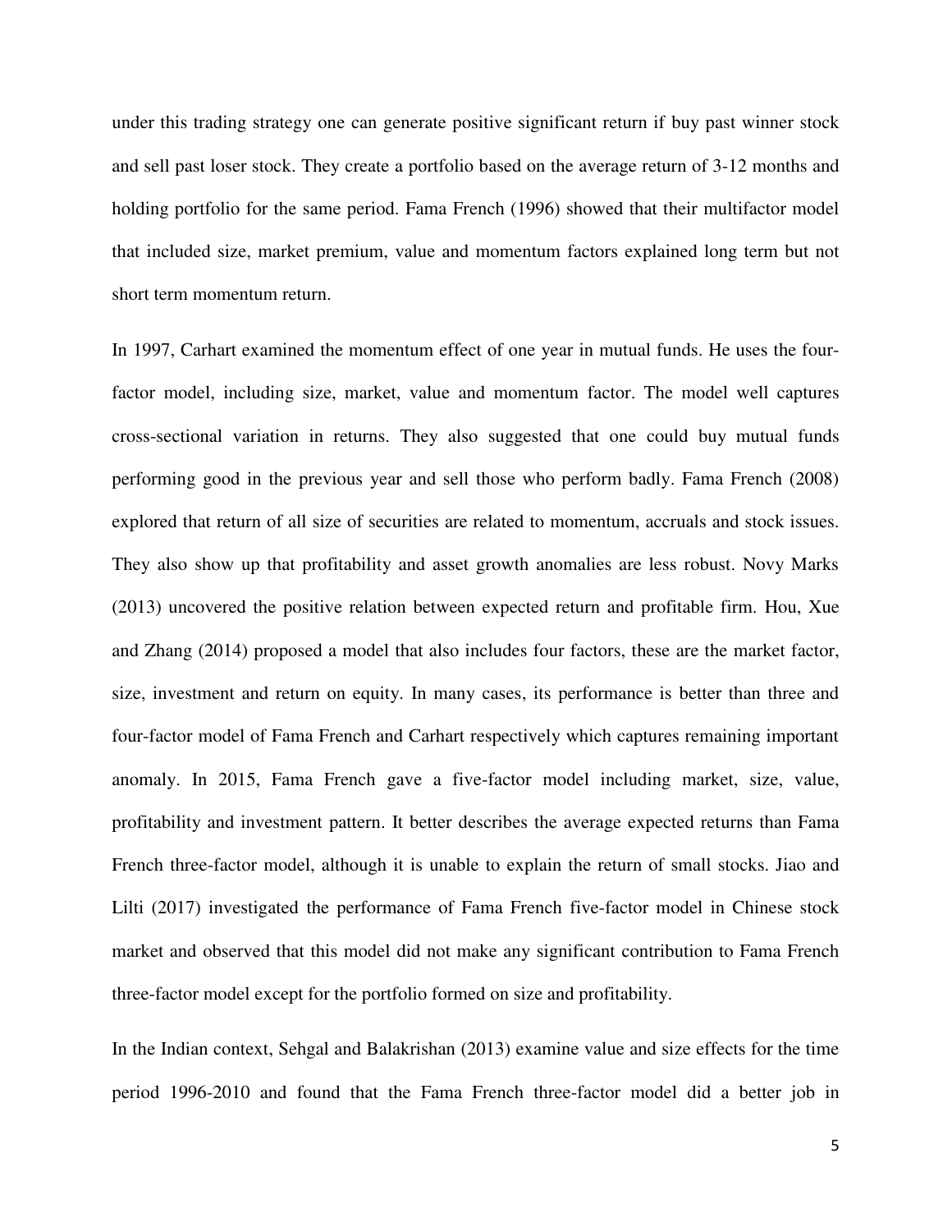under this trading strategy one can generate positive significant return if buy past winner stock and sell past loser stock. They create a portfolio based on the average return of 3-12 months and holding portfolio for the same period. Fama French (1996) showed that their multifactor model that included size, market premium, value and momentum factors explained long term but not short term momentum return.

In 1997, Carhart examined the momentum effect of one year in mutual funds. He uses the four-factor model, including size, market, value and momentum factor. The model well captures cross-sectional variation in returns. They also suggested that one could buy mutual funds performing good in the previous year and sell those who perform badly. Fama French (2008) explored that return of all size of securities are related to momentum, accruals and stock issues. They also show up that profitability and asset growth anomalies are less robust. Novy Marks (2013) uncovered the positive relation between expected return and profitable firm. Hou, Xue and Zhang (2014) proposed a model that also includes four factors, these are the market factor, size, investment and return on equity. In many cases, its performance is better than three and four-factor model of Fama French and Carhart respectively which captures remaining important anomaly. In 2015, Fama French gave a five-factor model including market, size, value, profitability and investment pattern. It better describes the average expected returns than Fama French three-factor model, although it is unable to explain the return of small stocks. Jiao and Lilti (2017) investigated the performance of Fama French five-factor model in Chinese stock market and observed that this model did not make any significant contribution to Fama French three-factor model except for the portfolio formed on size and profitability.

In the Indian context, Sehgal and Balakrishan (2013) examine value and size effects for the time period 1996-2010 and found that the Fama French three-factor model did a better job in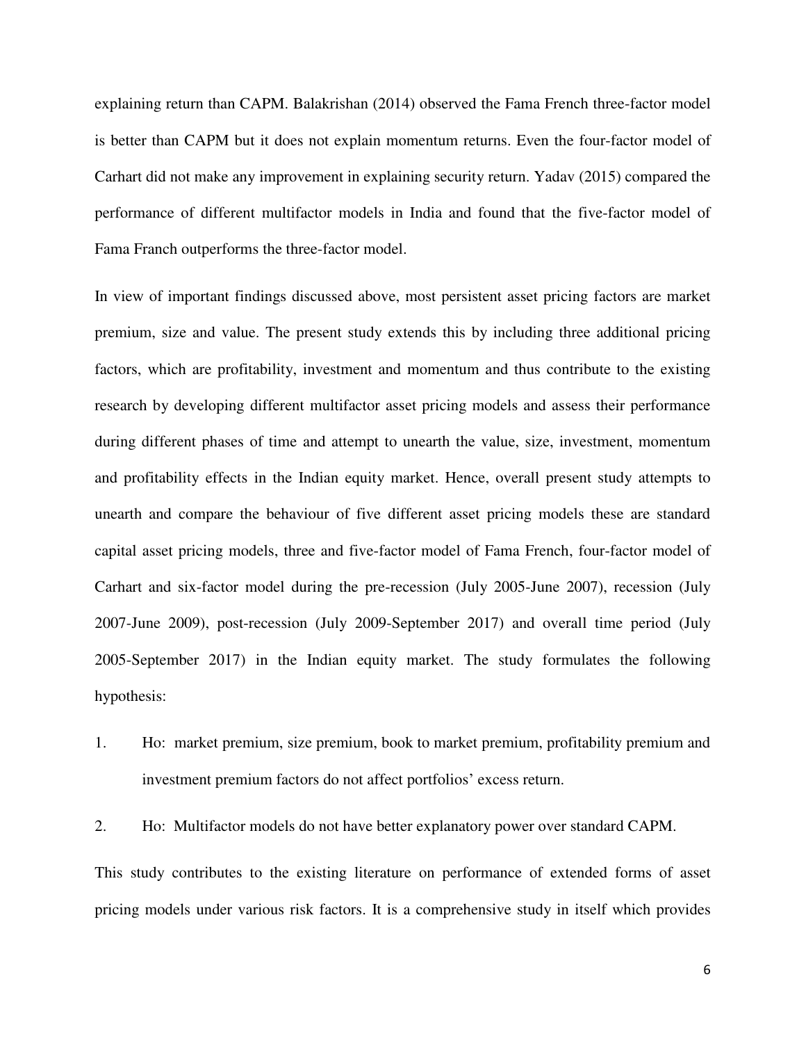explaining return than CAPM. Balakrishan (2014) observed the Fama French three-factor model is better than CAPM but it does not explain momentum returns. Even the four-factor model of Carhart did not make any improvement in explaining security return. Yadav (2015) compared the performance of different multifactor models in India and found that the five-factor model of Fama Franch outperforms the three-factor model.

In view of important findings discussed above, most persistent asset pricing factors are market premium, size and value. The present study extends this by including three additional pricing factors, which are profitability, investment and momentum and thus contribute to the existing research by developing different multifactor asset pricing models and assess their performance during different phases of time and attempt to unearth the value, size, investment, momentum and profitability effects in the Indian equity market. Hence, overall present study attempts to unearth and compare the behaviour of five different asset pricing models these are standard capital asset pricing models, three and five-factor model of Fama French, four-factor model of Carhart and six-factor model during the pre-recession (July 2005-June 2007), recession (July 2007-June 2009), post-recession (July 2009-September 2017) and overall time period (July 2005-September 2017) in the Indian equity market. The study formulates the following hypothesis:

1. Ho: market premium, size premium, book to market premium, profitability premium and investment premium factors do not affect portfolios' excess return.

2. Ho: Multifactor models do not have better explanatory power over standard CAPM.

This study contributes to the existing literature on performance of extended forms of asset pricing models under various risk factors. It is a comprehensive study in itself which provides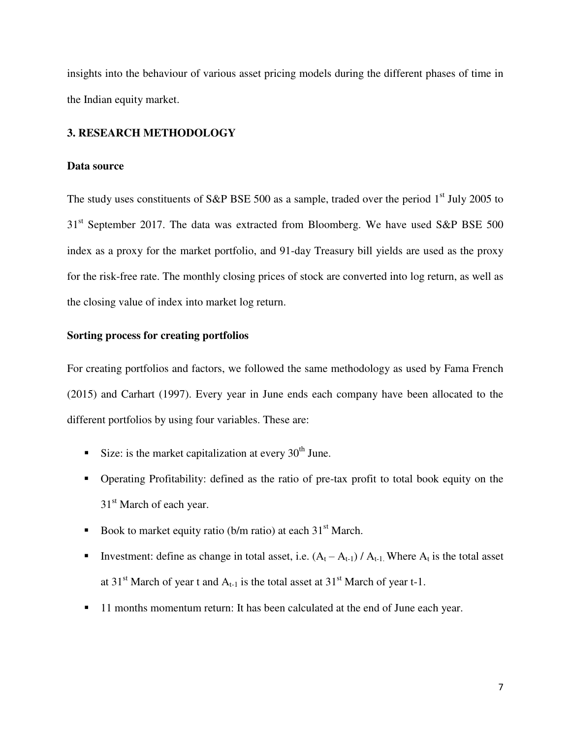insights into the behaviour of various asset pricing models during the different phases of time in the Indian equity market.

## 3. RESEARCH METHODOLOGY

### Data source

The study uses constituents of S&P BSE 500 as a sample, traded over the period 1st July 2005 to 31st September 2017. The data was extracted from Bloomberg. We have used S&P BSE 500 index as a proxy for the market portfolio, and 91-day Treasury bill yields are used as the proxy for the risk-free rate. The monthly closing prices of stock are converted into log return, as well as the closing value of index into market log return.

### Sorting process for creating portfolios

For creating portfolios and factors, we followed the same methodology as used by Fama French (2015) and Carhart (1997). Every year in June ends each company have been allocated to the different portfolios by using four variables. These are:

- Size: is the market capitalization at every 30th June.
- Operating Profitability: defined as the ratio of pre-tax profit to total book equity on the 31st March of each year.
- Book to market equity ratio (b/m ratio) at each 31st March.
- Investment: define as change in total asset, i.e. $(A_t - A_{t-1}) / A_{t-1}$. Where $A_t$ is the total asset at 31st March of year t and $A_{t-1}$ is the total asset at 31st March of year t-1.
- 11 months momentum return: It has been calculated at the end of June each year.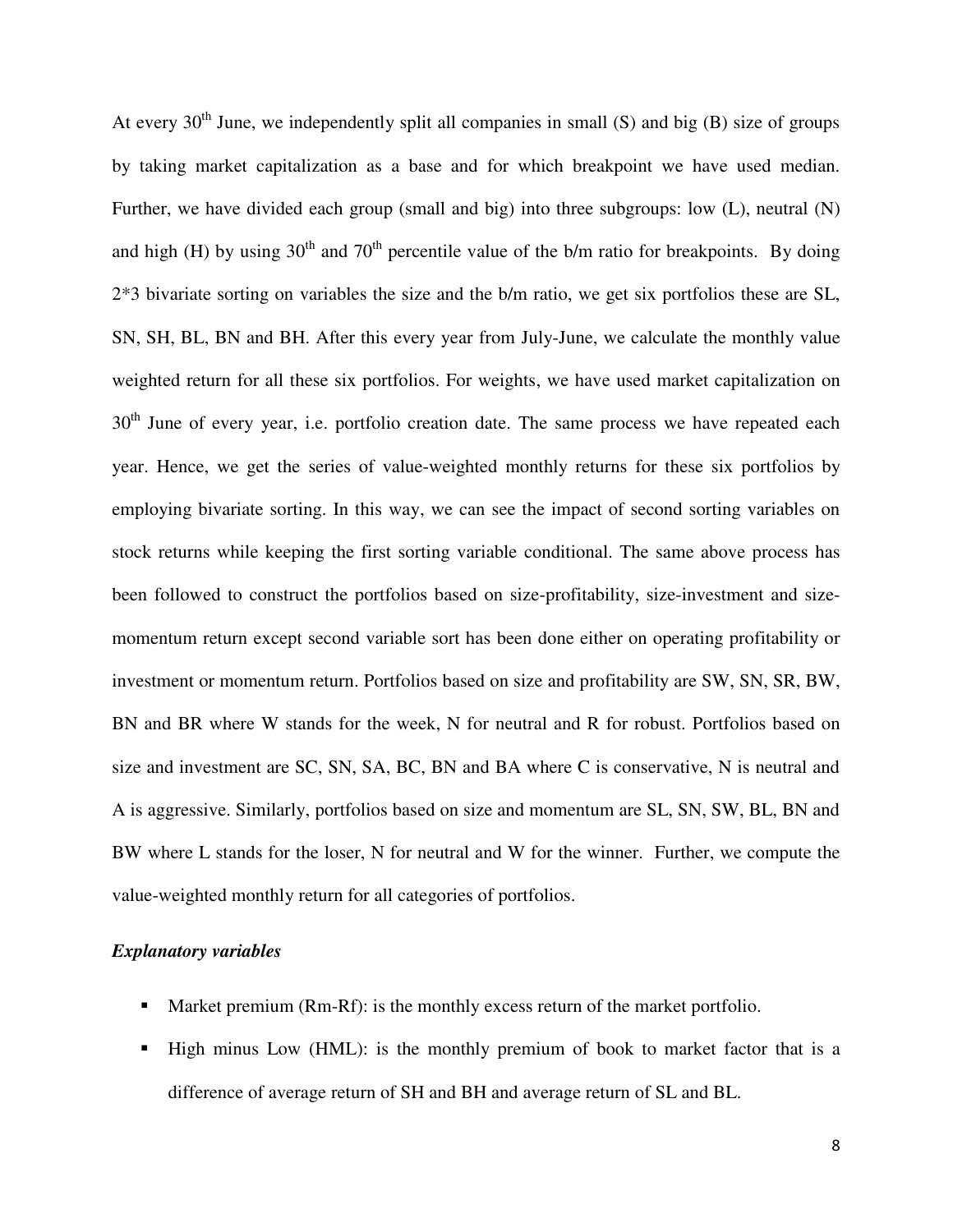At every 30th June, we independently split all companies in small (S) and big (B) size of groups by taking market capitalization as a base and for which breakpoint we have used median. Further, we have divided each group (small and big) into three subgroups: low (L), neutral (N) and high (H) by using 30th and 70th percentile value of the b/m ratio for breakpoints. By doing 2*3 bivariate sorting on variables the size and the b/m ratio, we get six portfolios these are SL, SN, SH, BL, BN and BH. After this every year from July-June, we calculate the monthly value weighted return for all these six portfolios. For weights, we have used market capitalization on 30th June of every year, i.e. portfolio creation date. The same process we have repeated each year. Hence, we get the series of value-weighted monthly returns for these six portfolios by employing bivariate sorting. In this way, we can see the impact of second sorting variables on stock returns while keeping the first sorting variable conditional. The same above process has been followed to construct the portfolios based on size-profitability, size-investment and size-momentum return except second variable sort has been done either on operating profitability or investment or momentum return. Portfolios based on size and profitability are SW, SN, SR, BW, BN and BR where W stands for the week, N for neutral and R for robust. Portfolios based on size and investment are SC, SN, SA, BC, BN and BA where C is conservative, N is neutral and A is aggressive. Similarly, portfolios based on size and momentum are SL, SN, SW, BL, BN and BW where L stands for the loser, N for neutral and W for the winner. Further, we compute the value-weighted monthly return for all categories of portfolios.

***Explanatory variables***

- Market premium (Rm-Rf): is the monthly excess return of the market portfolio.
- High minus Low (HML): is the monthly premium of book to market factor that is a difference of average return of SH and BH and average return of SL and BL.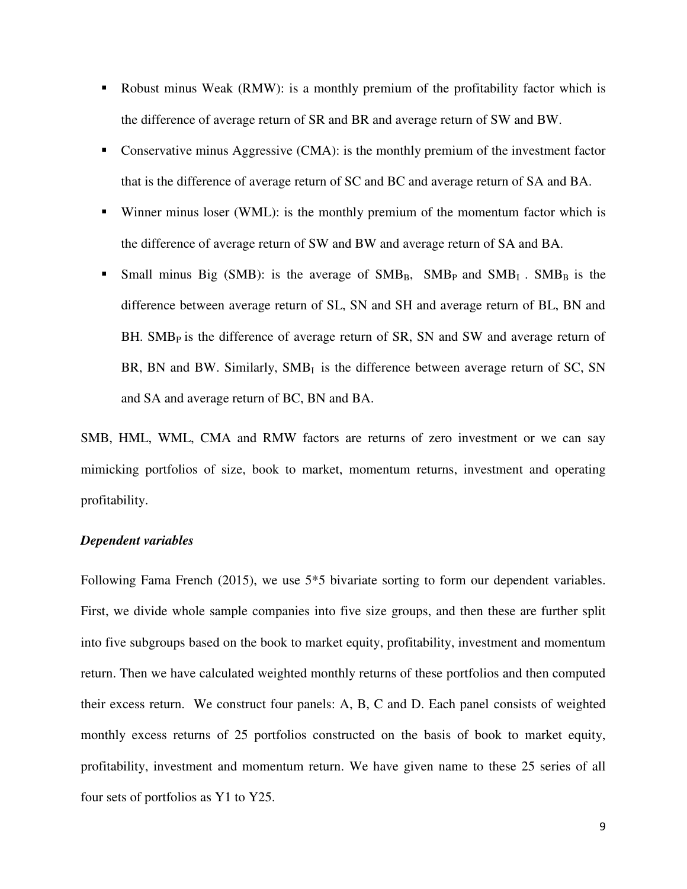- Robust minus Weak (RMW): is a monthly premium of the profitability factor which is the difference of average return of SR and BR and average return of SW and BW.
- Conservative minus Aggressive (CMA): is the monthly premium of the investment factor that is the difference of average return of SC and BC and average return of SA and BA.
- Winner minus loser (WML): is the monthly premium of the momentum factor which is the difference of average return of SW and BW and average return of SA and BA.
- Small minus Big (SMB): is the average of $SMB_B$, $SMB_P$ and $SMB_I$. $SMB_B$ is the difference between average return of SL, SN and SH and average return of BL, BN and BH. $SMB_P$ is the difference of average return of SR, SN and SW and average return of BR, BN and BW. Similarly, $SMB_I$ is the difference between average return of SC, SN and SA and average return of BC, BN and BA.

SMB, HML, WML, CMA and RMW factors are returns of zero investment or we can say mimicking portfolios of size, book to market, momentum returns, investment and operating profitability.

***Dependent variables***

Following Fama French (2015), we use 5*5 bivariate sorting to form our dependent variables. First, we divide whole sample companies into five size groups, and then these are further split into five subgroups based on the book to market equity, profitability, investment and momentum return. Then we have calculated weighted monthly returns of these portfolios and then computed their excess return. We construct four panels: A, B, C and D. Each panel consists of weighted monthly excess returns of 25 portfolios constructed on the basis of book to market equity, profitability, investment and momentum return. We have given name to these 25 series of all four sets of portfolios as Y1 to Y25.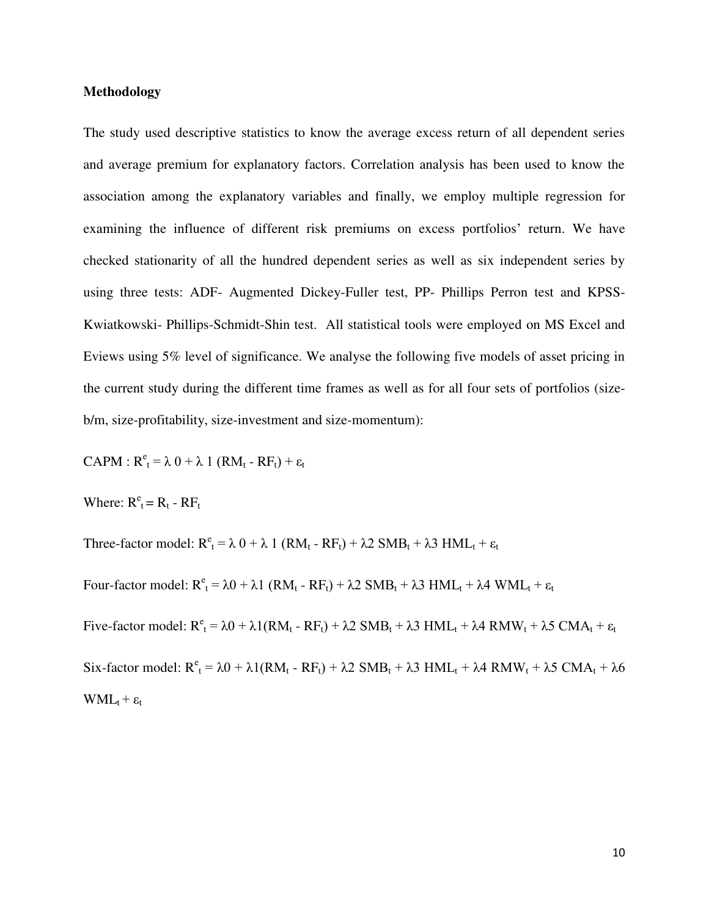## Methodology

The study used descriptive statistics to know the average excess return of all dependent series and average premium for explanatory factors. Correlation analysis has been used to know the association among the explanatory variables and finally, we employ multiple regression for examining the influence of different risk premiums on excess portfolios' return. We have checked stationarity of all the hundred dependent series as well as six independent series by using three tests: ADF- Augmented Dickey-Fuller test, PP- Phillips Perron test and KPSS- Kwiatkowski- Phillips-Schmidt-Shin test. All statistical tools were employed on MS Excel and Eviews using 5% level of significance. We analyse the following five models of asset pricing in the current study during the different time frames as well as for all four sets of portfolios (size-b/m, size-profitability, size-investment and size-momentum):

CAPM : $R^e_t = \lambda\, 0 + \lambda\, 1\, (RM_t - RF_t) + \varepsilon_t$

Where: $R^e_t = R_t - RF_t$

Three-factor model: $R^e_t = \lambda\, 0 + \lambda\, 1\, (RM_t - RF_t) + \lambda 2\, SMB_t + \lambda 3\, HML_t + \varepsilon_t$

Four-factor model: $R^e_t = \lambda 0 + \lambda 1\, (RM_t - RF_t) + \lambda 2\, SMB_t + \lambda 3\, HML_t + \lambda 4\, WML_t + \varepsilon_t$

Five-factor model: $R^e_t = \lambda 0 + \lambda 1(RM_t - RF_t) + \lambda 2\, SMB_t + \lambda 3\, HML_t + \lambda 4\, RMW_t + \lambda 5\, CMA_t + \varepsilon_t$

Six-factor model: $R^e_t = \lambda 0 + \lambda 1(RM_t - RF_t) + \lambda 2\, SMB_t + \lambda 3\, HML_t + \lambda 4\, RMW_t + \lambda 5\, CMA_t + \lambda 6\, WML_t + \varepsilon_t$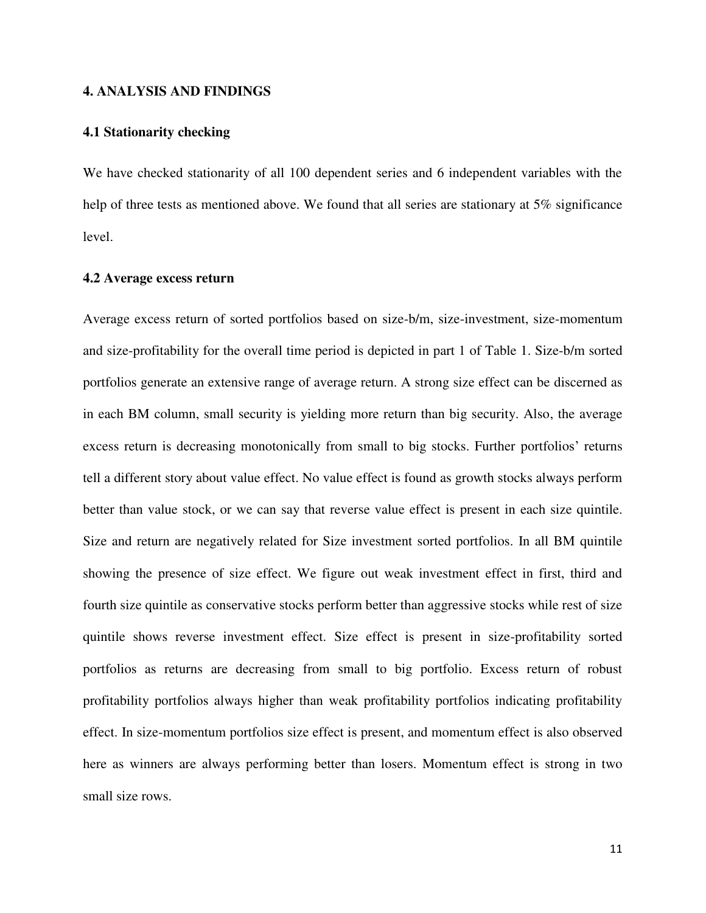## 4. ANALYSIS AND FINDINGS

### 4.1 Stationarity checking

We have checked stationarity of all 100 dependent series and 6 independent variables with the help of three tests as mentioned above. We found that all series are stationary at 5% significance level.

### 4.2 Average excess return

Average excess return of sorted portfolios based on size-b/m, size-investment, size-momentum and size-profitability for the overall time period is depicted in part 1 of Table 1. Size-b/m sorted portfolios generate an extensive range of average return. A strong size effect can be discerned as in each BM column, small security is yielding more return than big security. Also, the average excess return is decreasing monotonically from small to big stocks. Further portfolios' returns tell a different story about value effect. No value effect is found as growth stocks always perform better than value stock, or we can say that reverse value effect is present in each size quintile. Size and return are negatively related for Size investment sorted portfolios. In all BM quintile showing the presence of size effect. We figure out weak investment effect in first, third and fourth size quintile as conservative stocks perform better than aggressive stocks while rest of size quintile shows reverse investment effect. Size effect is present in size-profitability sorted portfolios as returns are decreasing from small to big portfolio. Excess return of robust profitability portfolios always higher than weak profitability portfolios indicating profitability effect. In size-momentum portfolios size effect is present, and momentum effect is also observed here as winners are always performing better than losers. Momentum effect is strong in two small size rows.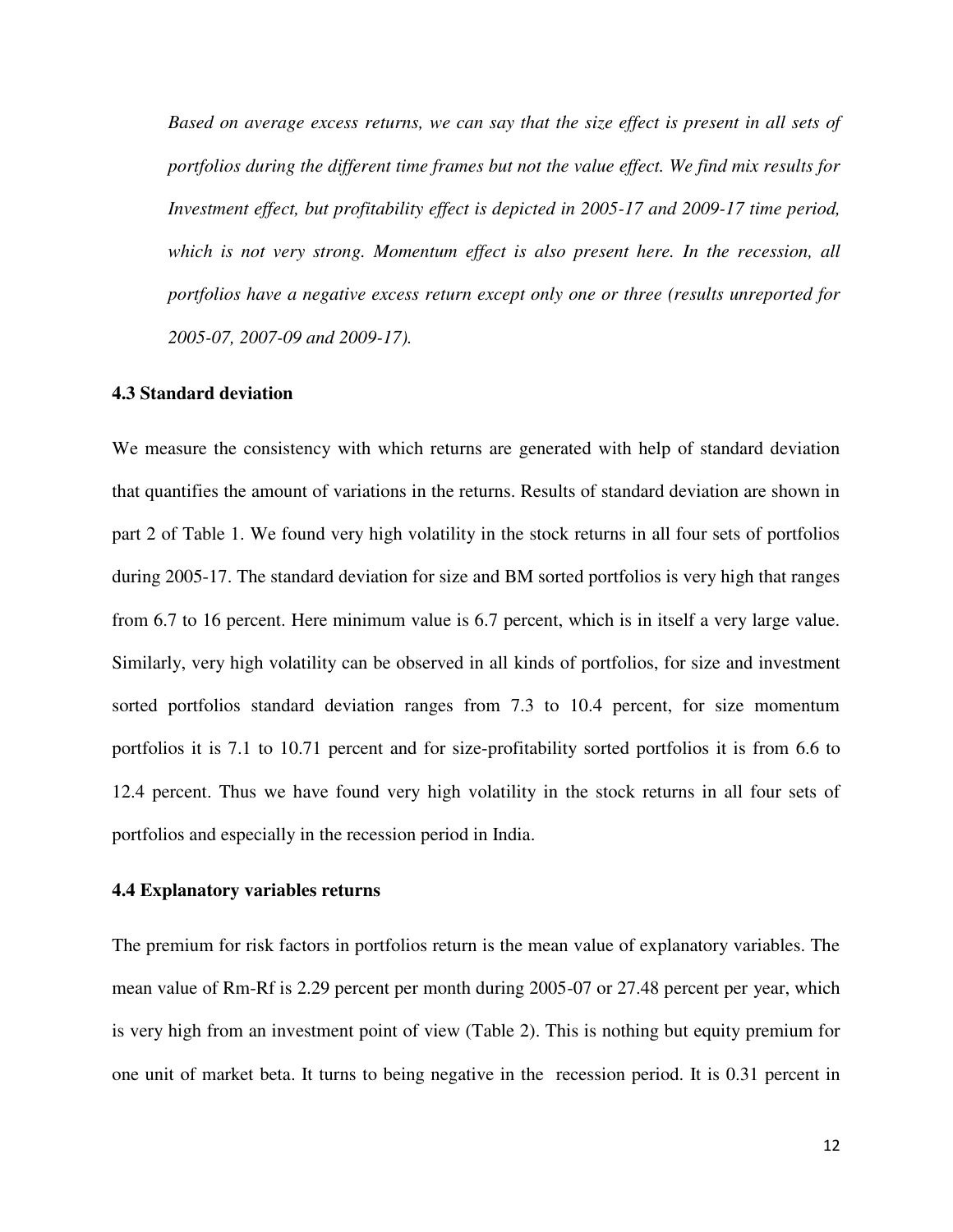*Based on average excess returns, we can say that the size effect is present in all sets of portfolios during the different time frames but not the value effect. We find mix results for Investment effect, but profitability effect is depicted in 2005-17 and 2009-17 time period, which is not very strong. Momentum effect is also present here. In the recession, all portfolios have a negative excess return except only one or three (results unreported for 2005-07, 2007-09 and 2009-17).*

### 4.3 Standard deviation

We measure the consistency with which returns are generated with help of standard deviation that quantifies the amount of variations in the returns. Results of standard deviation are shown in part 2 of Table 1. We found very high volatility in the stock returns in all four sets of portfolios during 2005-17. The standard deviation for size and BM sorted portfolios is very high that ranges from 6.7 to 16 percent. Here minimum value is 6.7 percent, which is in itself a very large value. Similarly, very high volatility can be observed in all kinds of portfolios, for size and investment sorted portfolios standard deviation ranges from 7.3 to 10.4 percent, for size momentum portfolios it is 7.1 to 10.71 percent and for size-profitability sorted portfolios it is from 6.6 to 12.4 percent. Thus we have found very high volatility in the stock returns in all four sets of portfolios and especially in the recession period in India.

### 4.4 Explanatory variables returns

The premium for risk factors in portfolios return is the mean value of explanatory variables. The mean value of Rm-Rf is 2.29 percent per month during 2005-07 or 27.48 percent per year, which is very high from an investment point of view (Table 2). This is nothing but equity premium for one unit of market beta. It turns to being negative in the recession period. It is 0.31 percent in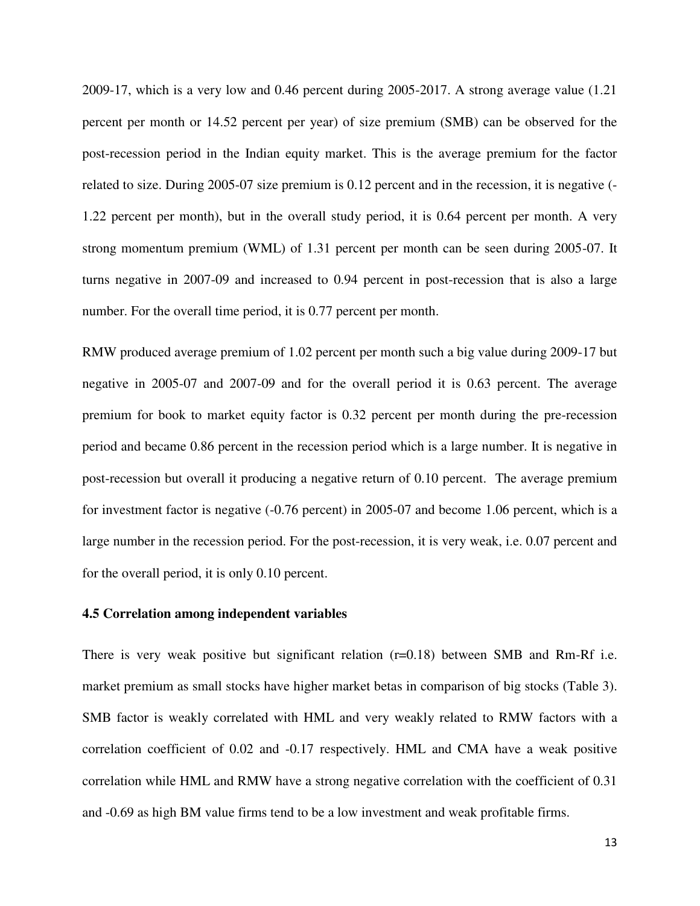2009-17, which is a very low and 0.46 percent during 2005-2017. A strong average value (1.21 percent per month or 14.52 percent per year) of size premium (SMB) can be observed for the post-recession period in the Indian equity market. This is the average premium for the factor related to size. During 2005-07 size premium is 0.12 percent and in the recession, it is negative (-1.22 percent per month), but in the overall study period, it is 0.64 percent per month. A very strong momentum premium (WML) of 1.31 percent per month can be seen during 2005-07. It turns negative in 2007-09 and increased to 0.94 percent in post-recession that is also a large number. For the overall time period, it is 0.77 percent per month.

RMW produced average premium of 1.02 percent per month such a big value during 2009-17 but negative in 2005-07 and 2007-09 and for the overall period it is 0.63 percent. The average premium for book to market equity factor is 0.32 percent per month during the pre-recession period and became 0.86 percent in the recession period which is a large number. It is negative in post-recession but overall it producing a negative return of 0.10 percent. The average premium for investment factor is negative (-0.76 percent) in 2005-07 and become 1.06 percent, which is a large number in the recession period. For the post-recession, it is very weak, i.e. 0.07 percent and for the overall period, it is only 0.10 percent.

### 4.5 Correlation among independent variables

There is very weak positive but significant relation (r=0.18) between SMB and Rm-Rf i.e. market premium as small stocks have higher market betas in comparison of big stocks (Table 3). SMB factor is weakly correlated with HML and very weakly related to RMW factors with a correlation coefficient of 0.02 and -0.17 respectively. HML and CMA have a weak positive correlation while HML and RMW have a strong negative correlation with the coefficient of 0.31 and -0.69 as high BM value firms tend to be a low investment and weak profitable firms.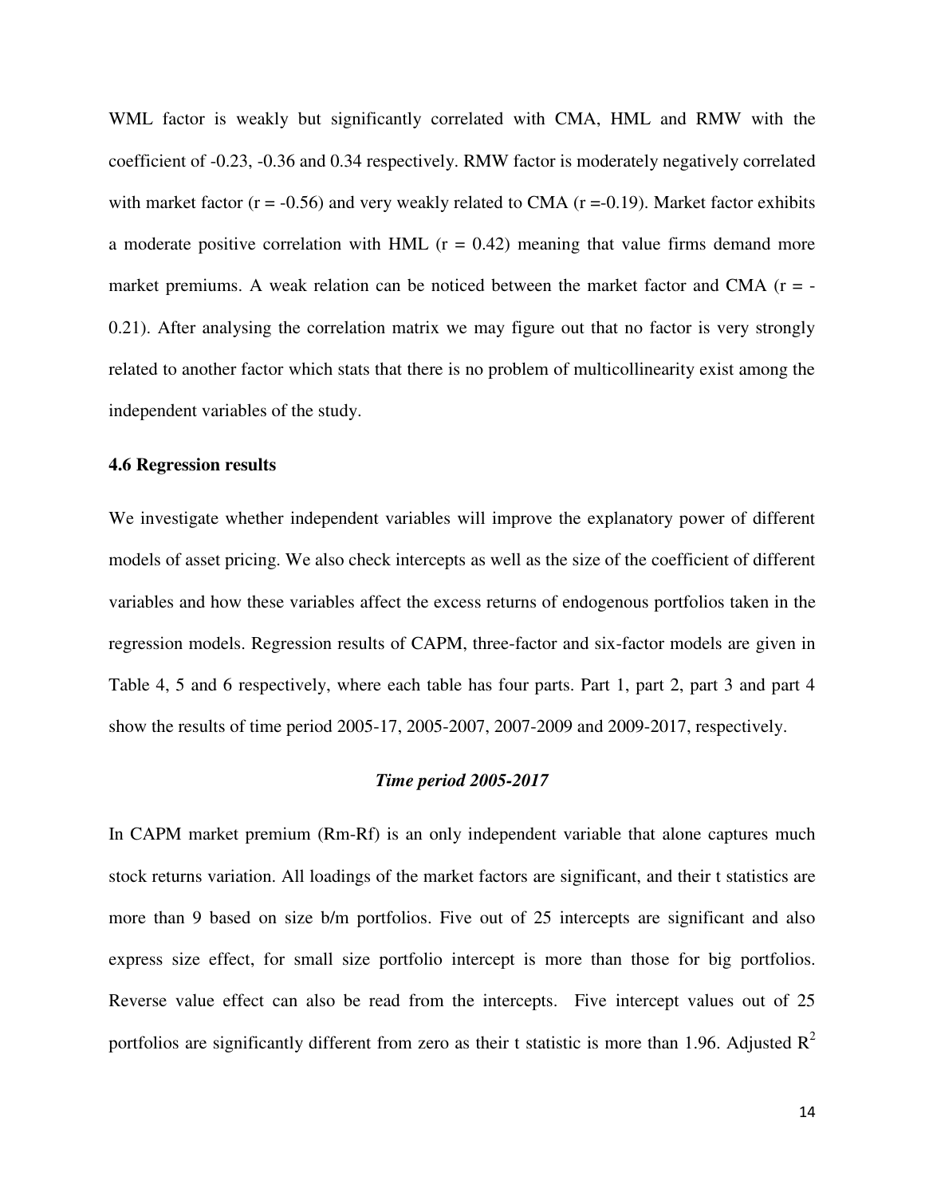WML factor is weakly but significantly correlated with CMA, HML and RMW with the coefficient of -0.23, -0.36 and 0.34 respectively. RMW factor is moderately negatively correlated with market factor (r = -0.56) and very weakly related to CMA (r =-0.19). Market factor exhibits a moderate positive correlation with HML (r = 0.42) meaning that value firms demand more market premiums. A weak relation can be noticed between the market factor and CMA (r = -0.21). After analysing the correlation matrix we may figure out that no factor is very strongly related to another factor which stats that there is no problem of multicollinearity exist among the independent variables of the study.

### 4.6 Regression results

We investigate whether independent variables will improve the explanatory power of different models of asset pricing. We also check intercepts as well as the size of the coefficient of different variables and how these variables affect the excess returns of endogenous portfolios taken in the regression models. Regression results of CAPM, three-factor and six-factor models are given in Table 4, 5 and 6 respectively, where each table has four parts. Part 1, part 2, part 3 and part 4 show the results of time period 2005-17, 2005-2007, 2007-2009 and 2009-2017, respectively.

***Time period 2005-2017***

In CAPM market premium (Rm-Rf) is an only independent variable that alone captures much stock returns variation. All loadings of the market factors are significant, and their t statistics are more than 9 based on size b/m portfolios. Five out of 25 intercepts are significant and also express size effect, for small size portfolio intercept is more than those for big portfolios. Reverse value effect can also be read from the intercepts. Five intercept values out of 25 portfolios are significantly different from zero as their t statistic is more than 1.96. Adjusted $R^2$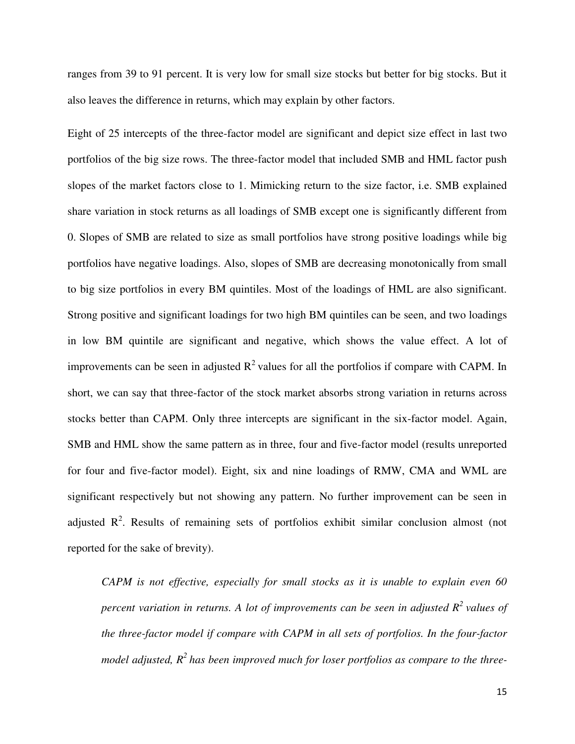ranges from 39 to 91 percent. It is very low for small size stocks but better for big stocks. But it also leaves the difference in returns, which may explain by other factors.

Eight of 25 intercepts of the three-factor model are significant and depict size effect in last two portfolios of the big size rows. The three-factor model that included SMB and HML factor push slopes of the market factors close to 1. Mimicking return to the size factor, i.e. SMB explained share variation in stock returns as all loadings of SMB except one is significantly different from 0. Slopes of SMB are related to size as small portfolios have strong positive loadings while big portfolios have negative loadings. Also, slopes of SMB are decreasing monotonically from small to big size portfolios in every BM quintiles. Most of the loadings of HML are also significant. Strong positive and significant loadings for two high BM quintiles can be seen, and two loadings in low BM quintile are significant and negative, which shows the value effect. A lot of improvements can be seen in adjusted $R^2$ values for all the portfolios if compare with CAPM. In short, we can say that three-factor of the stock market absorbs strong variation in returns across stocks better than CAPM. Only three intercepts are significant in the six-factor model. Again, SMB and HML show the same pattern as in three, four and five-factor model (results unreported for four and five-factor model). Eight, six and nine loadings of RMW, CMA and WML are significant respectively but not showing any pattern. No further improvement can be seen in adjusted $R^2$. Results of remaining sets of portfolios exhibit similar conclusion almost (not reported for the sake of brevity).

> *CAPM is not effective, especially for small stocks as it is unable to explain even 60 percent variation in returns. A lot of improvements can be seen in adjusted $R^2$ values of the three-factor model if compare with CAPM in all sets of portfolios. In the four-factor model adjusted, $R^2$ has been improved much for loser portfolios as compare to the three-*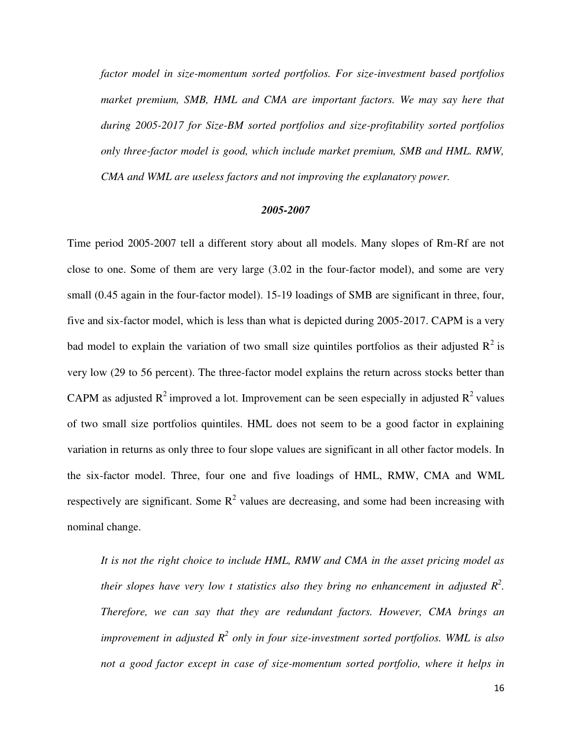*factor model in size-momentum sorted portfolios. For size-investment based portfolios market premium, SMB, HML and CMA are important factors. We may say here that during 2005-2017 for Size-BM sorted portfolios and size-profitability sorted portfolios only three-factor model is good, which include market premium, SMB and HML. RMW, CMA and WML are useless factors and not improving the explanatory power.*

### *2005-2007*

Time period 2005-2007 tell a different story about all models. Many slopes of Rm-Rf are not close to one. Some of them are very large (3.02 in the four-factor model), and some are very small (0.45 again in the four-factor model). 15-19 loadings of SMB are significant in three, four, five and six-factor model, which is less than what is depicted during 2005-2017. CAPM is a very bad model to explain the variation of two small size quintiles portfolios as their adjusted $R^2$ is very low (29 to 56 percent). The three-factor model explains the return across stocks better than CAPM as adjusted $R^2$ improved a lot. Improvement can be seen especially in adjusted $R^2$ values of two small size portfolios quintiles. HML does not seem to be a good factor in explaining variation in returns as only three to four slope values are significant in all other factor models. In the six-factor model. Three, four one and five loadings of HML, RMW, CMA and WML respectively are significant. Some $R^2$ values are decreasing, and some had been increasing with nominal change.

*It is not the right choice to include HML, RMW and CMA in the asset pricing model as their slopes have very low t statistics also they bring no enhancement in adjusted $R^2$. Therefore, we can say that they are redundant factors. However, CMA brings an improvement in adjusted $R^2$ only in four size-investment sorted portfolios. WML is also not a good factor except in case of size-momentum sorted portfolio, where it helps in*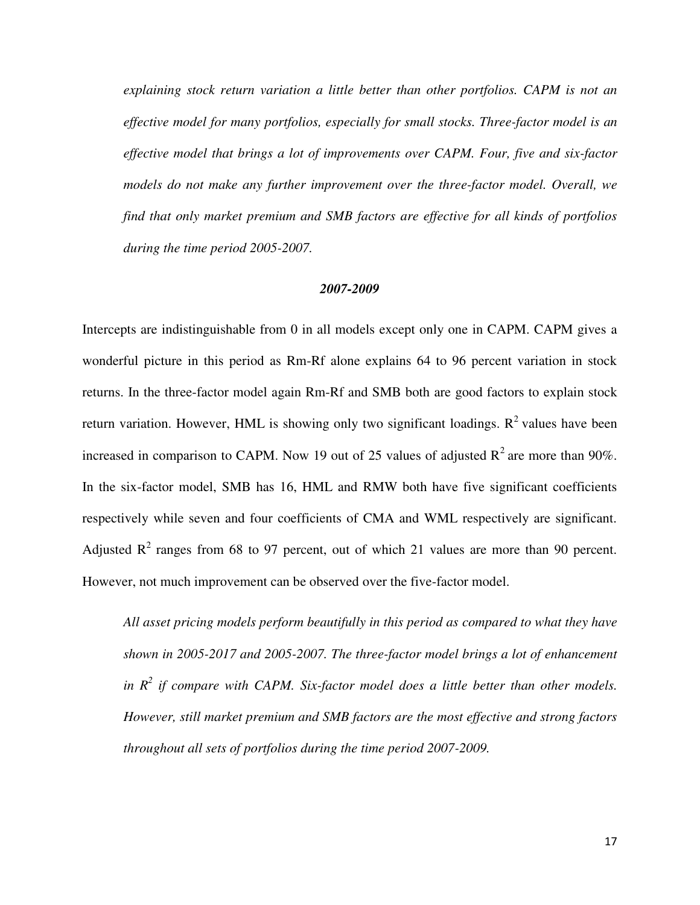*explaining stock return variation a little better than other portfolios. CAPM is not an effective model for many portfolios, especially for small stocks. Three-factor model is an effective model that brings a lot of improvements over CAPM. Four, five and six-factor models do not make any further improvement over the three-factor model. Overall, we find that only market premium and SMB factors are effective for all kinds of portfolios during the time period 2005-2007.*

### *2007-2009*

Intercepts are indistinguishable from 0 in all models except only one in CAPM. CAPM gives a wonderful picture in this period as Rm-Rf alone explains 64 to 96 percent variation in stock returns. In the three-factor model again Rm-Rf and SMB both are good factors to explain stock return variation. However, HML is showing only two significant loadings. $R^2$ values have been increased in comparison to CAPM. Now 19 out of 25 values of adjusted $R^2$ are more than 90%. In the six-factor model, SMB has 16, HML and RMW both have five significant coefficients respectively while seven and four coefficients of CMA and WML respectively are significant. Adjusted $R^2$ ranges from 68 to 97 percent, out of which 21 values are more than 90 percent. However, not much improvement can be observed over the five-factor model.

*All asset pricing models perform beautifully in this period as compared to what they have shown in 2005-2017 and 2005-2007. The three-factor model brings a lot of enhancement in $R^2$ if compare with CAPM. Six-factor model does a little better than other models. However, still market premium and SMB factors are the most effective and strong factors throughout all sets of portfolios during the time period 2007-2009.*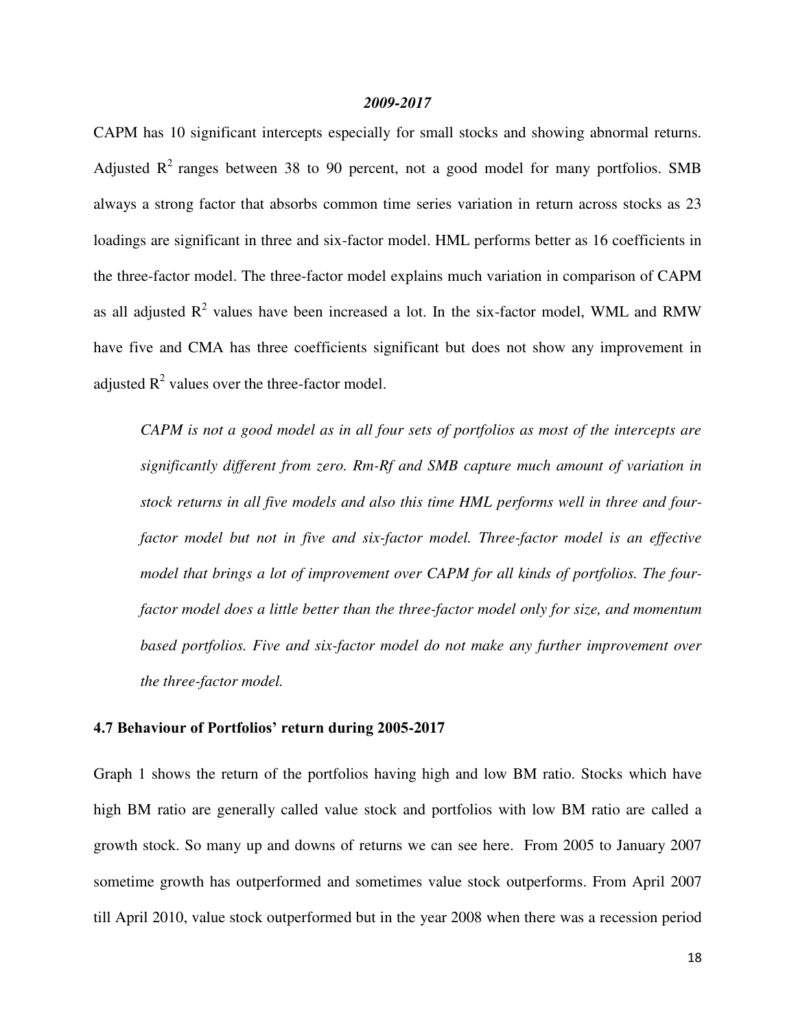***2009-2017***

CAPM has 10 significant intercepts especially for small stocks and showing abnormal returns. Adjusted $R^2$ ranges between 38 to 90 percent, not a good model for many portfolios. SMB always a strong factor that absorbs common time series variation in return across stocks as 23 loadings are significant in three and six-factor model. HML performs better as 16 coefficients in the three-factor model. The three-factor model explains much variation in comparison of CAPM as all adjusted $R^2$ values have been increased a lot. In the six-factor model, WML and RMW have five and CMA has three coefficients significant but does not show any improvement in adjusted $R^2$ values over the three-factor model.

> *CAPM is not a good model as in all four sets of portfolios as most of the intercepts are significantly different from zero. Rm-Rf and SMB capture much amount of variation in stock returns in all five models and also this time HML performs well in three and four-factor model but not in five and six-factor model. Three-factor model is an effective model that brings a lot of improvement over CAPM for all kinds of portfolios. The four-factor model does a little better than the three-factor model only for size, and momentum based portfolios. Five and six-factor model do not make any further improvement over the three-factor model.*

### 4.7 Behaviour of Portfolios' return during 2005-2017

Graph 1 shows the return of the portfolios having high and low BM ratio. Stocks which have high BM ratio are generally called value stock and portfolios with low BM ratio are called a growth stock. So many up and downs of returns we can see here. From 2005 to January 2007 sometime growth has outperformed and sometimes value stock outperforms. From April 2007 till April 2010, value stock outperformed but in the year 2008 when there was a recession period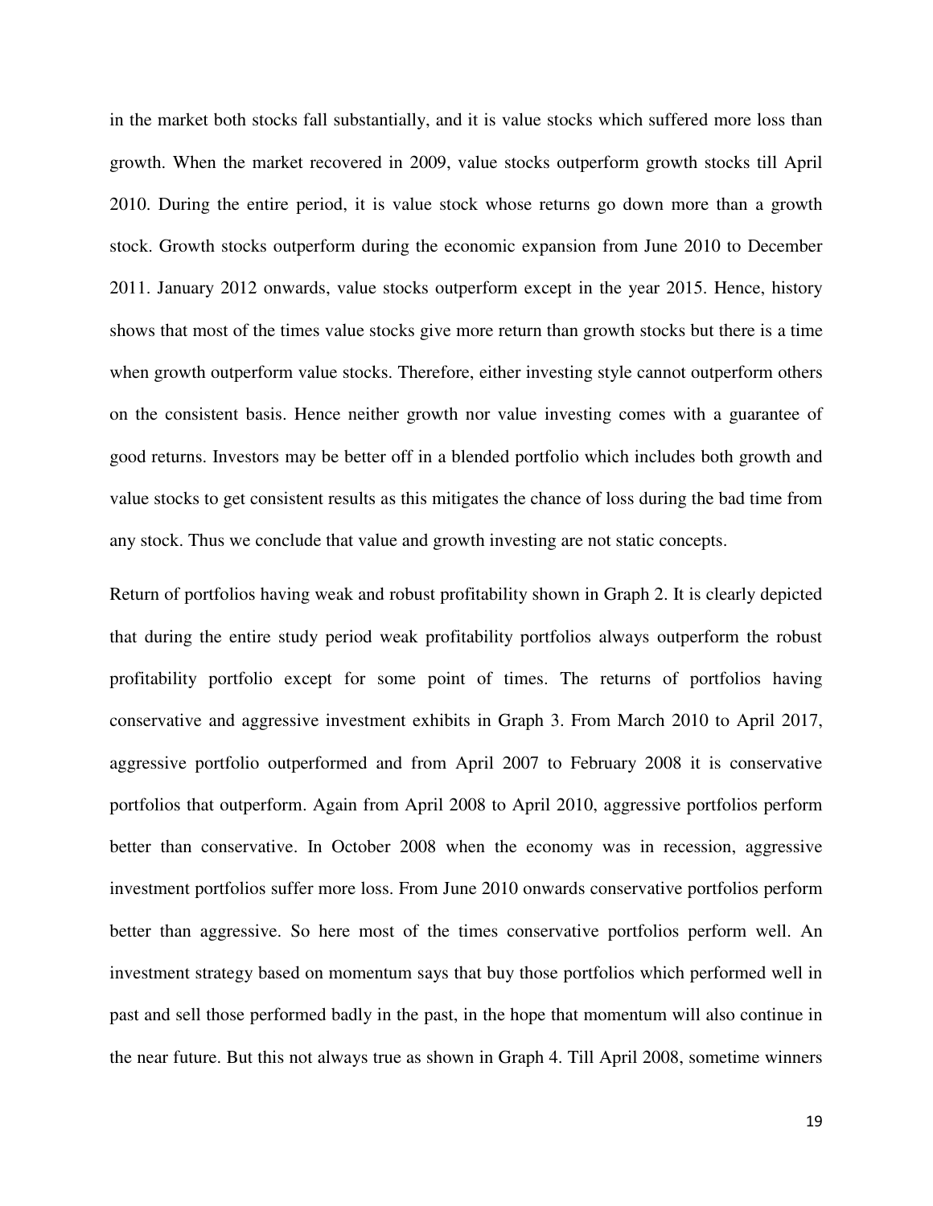in the market both stocks fall substantially, and it is value stocks which suffered more loss than growth. When the market recovered in 2009, value stocks outperform growth stocks till April 2010. During the entire period, it is value stock whose returns go down more than a growth stock. Growth stocks outperform during the economic expansion from June 2010 to December 2011. January 2012 onwards, value stocks outperform except in the year 2015. Hence, history shows that most of the times value stocks give more return than growth stocks but there is a time when growth outperform value stocks. Therefore, either investing style cannot outperform others on the consistent basis. Hence neither growth nor value investing comes with a guarantee of good returns. Investors may be better off in a blended portfolio which includes both growth and value stocks to get consistent results as this mitigates the chance of loss during the bad time from any stock. Thus we conclude that value and growth investing are not static concepts.

Return of portfolios having weak and robust profitability shown in Graph 2. It is clearly depicted that during the entire study period weak profitability portfolios always outperform the robust profitability portfolio except for some point of times. The returns of portfolios having conservative and aggressive investment exhibits in Graph 3. From March 2010 to April 2017, aggressive portfolio outperformed and from April 2007 to February 2008 it is conservative portfolios that outperform. Again from April 2008 to April 2010, aggressive portfolios perform better than conservative. In October 2008 when the economy was in recession, aggressive investment portfolios suffer more loss. From June 2010 onwards conservative portfolios perform better than aggressive. So here most of the times conservative portfolios perform well. An investment strategy based on momentum says that buy those portfolios which performed well in past and sell those performed badly in the past, in the hope that momentum will also continue in the near future. But this not always true as shown in Graph 4. Till April 2008, sometime winners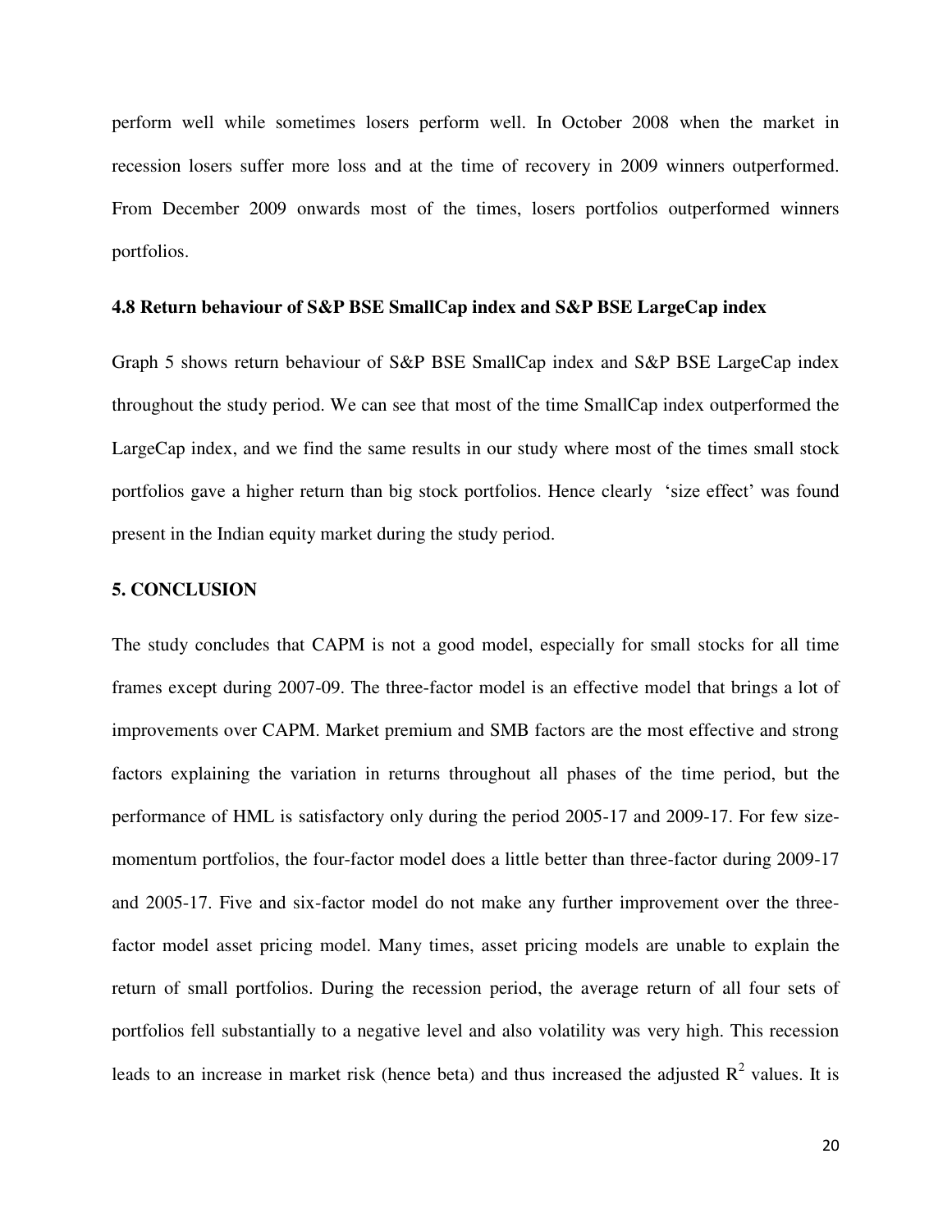perform well while sometimes losers perform well. In October 2008 when the market in recession losers suffer more loss and at the time of recovery in 2009 winners outperformed. From December 2009 onwards most of the times, losers portfolios outperformed winners portfolios.

### 4.8 Return behaviour of S&P BSE SmallCap index and S&P BSE LargeCap index

Graph 5 shows return behaviour of S&P BSE SmallCap index and S&P BSE LargeCap index throughout the study period. We can see that most of the time SmallCap index outperformed the LargeCap index, and we find the same results in our study where most of the times small stock portfolios gave a higher return than big stock portfolios. Hence clearly 'size effect' was found present in the Indian equity market during the study period.

## 5. CONCLUSION

The study concludes that CAPM is not a good model, especially for small stocks for all time frames except during 2007-09. The three-factor model is an effective model that brings a lot of improvements over CAPM. Market premium and SMB factors are the most effective and strong factors explaining the variation in returns throughout all phases of the time period, but the performance of HML is satisfactory only during the period 2005-17 and 2009-17. For few size-momentum portfolios, the four-factor model does a little better than three-factor during 2009-17 and 2005-17. Five and six-factor model do not make any further improvement over the three-factor model asset pricing model. Many times, asset pricing models are unable to explain the return of small portfolios. During the recession period, the average return of all four sets of portfolios fell substantially to a negative level and also volatility was very high. This recession leads to an increase in market risk (hence beta) and thus increased the adjusted $R^2$ values. It is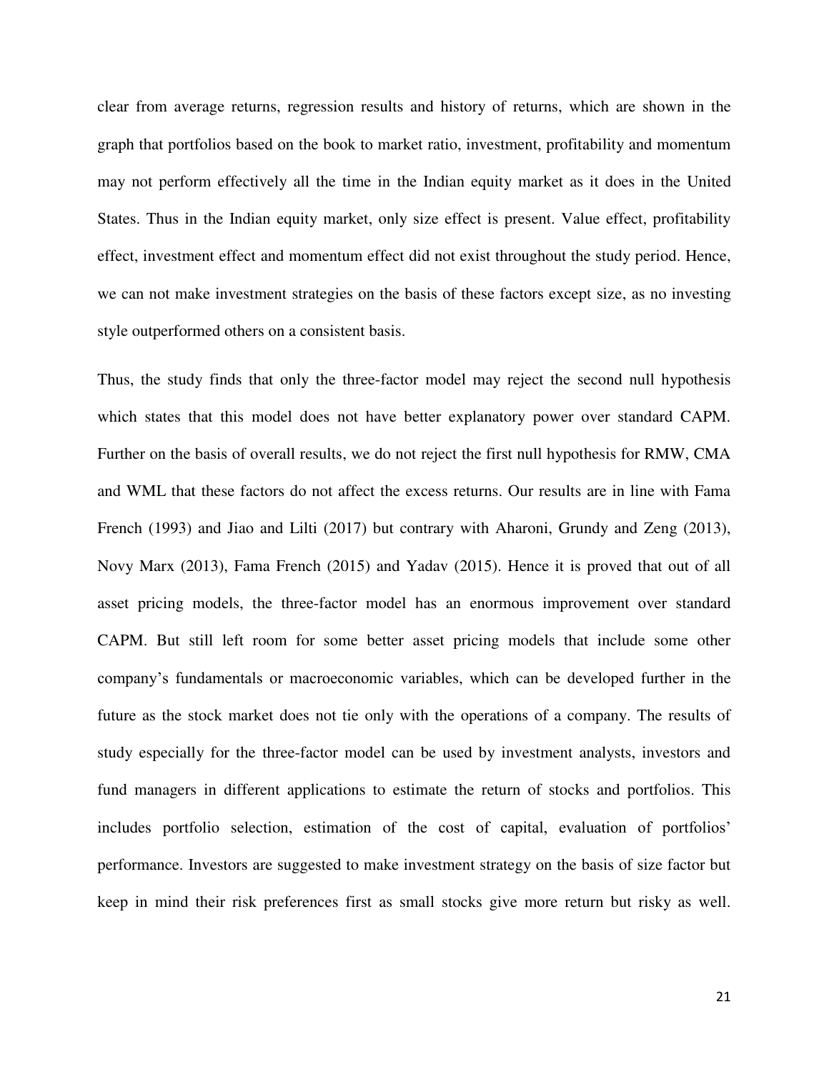clear from average returns, regression results and history of returns, which are shown in the graph that portfolios based on the book to market ratio, investment, profitability and momentum may not perform effectively all the time in the Indian equity market as it does in the United States. Thus in the Indian equity market, only size effect is present. Value effect, profitability effect, investment effect and momentum effect did not exist throughout the study period. Hence, we can not make investment strategies on the basis of these factors except size, as no investing style outperformed others on a consistent basis.

Thus, the study finds that only the three-factor model may reject the second null hypothesis which states that this model does not have better explanatory power over standard CAPM. Further on the basis of overall results, we do not reject the first null hypothesis for RMW, CMA and WML that these factors do not affect the excess returns. Our results are in line with Fama French (1993) and Jiao and Lilti (2017) but contrary with Aharoni, Grundy and Zeng (2013), Novy Marx (2013), Fama French (2015) and Yadav (2015). Hence it is proved that out of all asset pricing models, the three-factor model has an enormous improvement over standard CAPM. But still left room for some better asset pricing models that include some other company's fundamentals or macroeconomic variables, which can be developed further in the future as the stock market does not tie only with the operations of a company. The results of study especially for the three-factor model can be used by investment analysts, investors and fund managers in different applications to estimate the return of stocks and portfolios. This includes portfolio selection, estimation of the cost of capital, evaluation of portfolios' performance. Investors are suggested to make investment strategy on the basis of size factor but keep in mind their risk preferences first as small stocks give more return but risky as well.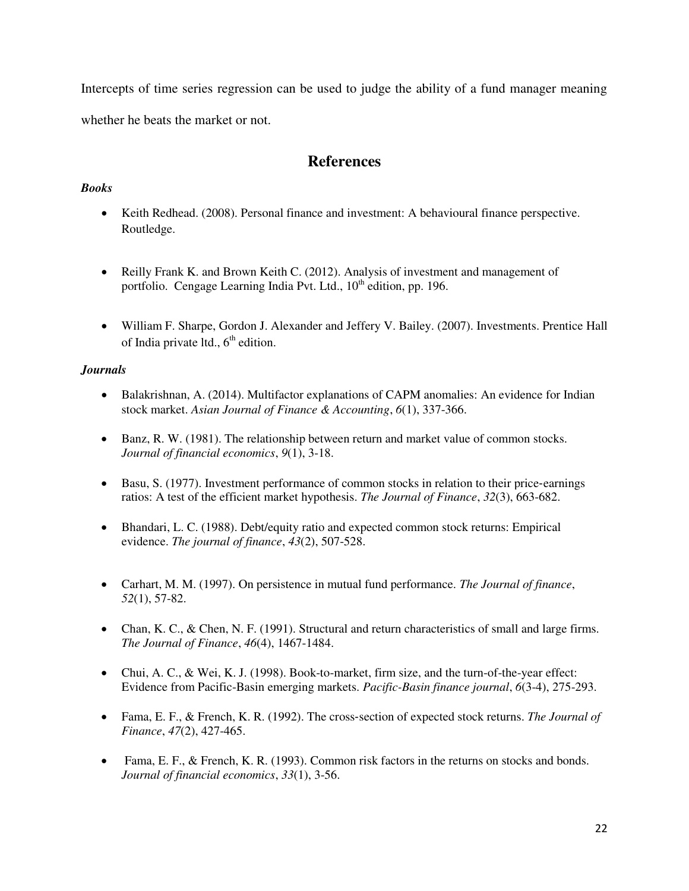Intercepts of time series regression can be used to judge the ability of a fund manager meaning whether he beats the market or not.

## References

### *Books*

- Keith Redhead. (2008). Personal finance and investment: A behavioural finance perspective. Routledge.
- Reilly Frank K. and Brown Keith C. (2012). Analysis of investment and management of portfolio. Cengage Learning India Pvt. Ltd., 10th edition, pp. 196.
- William F. Sharpe, Gordon J. Alexander and Jeffery V. Bailey. (2007). Investments. Prentice Hall of India private ltd., 6th edition.

### *Journals*

- Balakrishnan, A. (2014). Multifactor explanations of CAPM anomalies: An evidence for Indian stock market. *Asian Journal of Finance & Accounting*, *6*(1), 337-366.
- Banz, R. W. (1981). The relationship between return and market value of common stocks. *Journal of financial economics*, *9*(1), 3-18.
- Basu, S. (1977). Investment performance of common stocks in relation to their price-earnings ratios: A test of the efficient market hypothesis. *The Journal of Finance*, *32*(3), 663-682.
- Bhandari, L. C. (1988). Debt/equity ratio and expected common stock returns: Empirical evidence. *The journal of finance*, *43*(2), 507-528.
- Carhart, M. M. (1997). On persistence in mutual fund performance. *The Journal of finance*, *52*(1), 57-82.
- Chan, K. C., & Chen, N. F. (1991). Structural and return characteristics of small and large firms. *The Journal of Finance*, *46*(4), 1467-1484.
- Chui, A. C., & Wei, K. J. (1998). Book-to-market, firm size, and the turn-of-the-year effect: Evidence from Pacific-Basin emerging markets. *Pacific-Basin finance journal*, *6*(3-4), 275-293.
- Fama, E. F., & French, K. R. (1992). The cross-section of expected stock returns. *The Journal of Finance*, *47*(2), 427-465.
- Fama, E. F., & French, K. R. (1993). Common risk factors in the returns on stocks and bonds. *Journal of financial economics*, *33*(1), 3-56.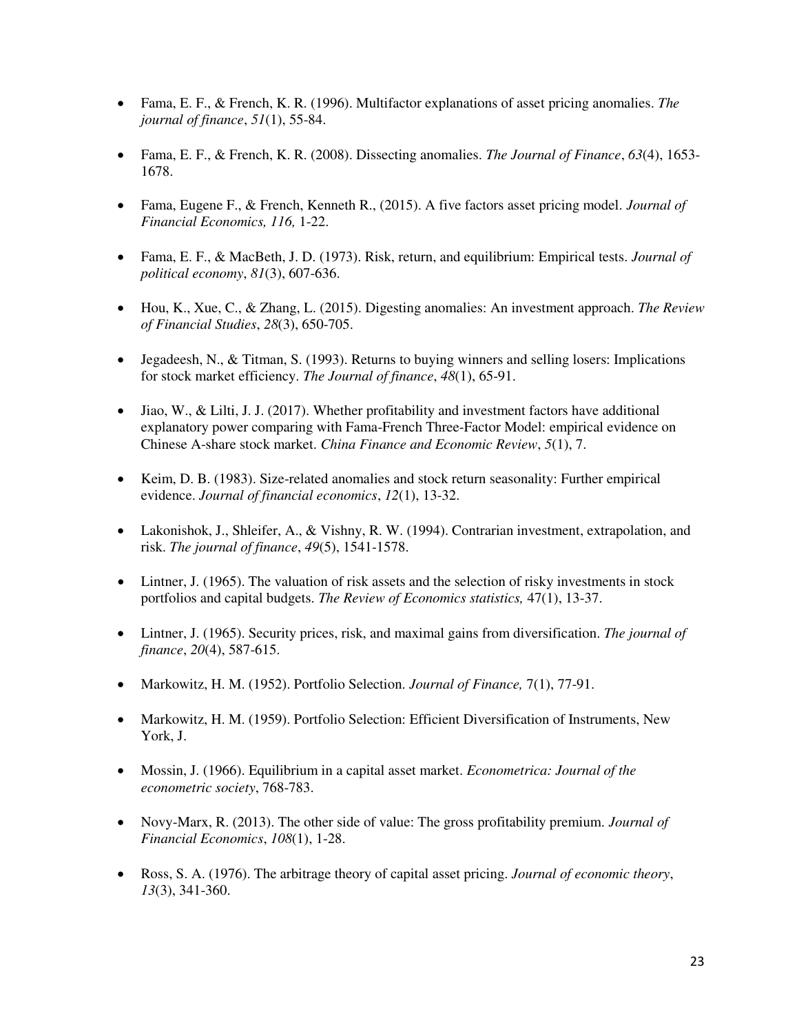- Fama, E. F., & French, K. R. (1996). Multifactor explanations of asset pricing anomalies. *The journal of finance*, *51*(1), 55-84.

- Fama, E. F., & French, K. R. (2008). Dissecting anomalies. *The Journal of Finance*, *63*(4), 1653-1678.

- Fama, Eugene F., & French, Kenneth R., (2015). A five factors asset pricing model. *Journal of Financial Economics, 116,* 1-22.

- Fama, E. F., & MacBeth, J. D. (1973). Risk, return, and equilibrium: Empirical tests. *Journal of political economy*, *81*(3), 607-636.

- Hou, K., Xue, C., & Zhang, L. (2015). Digesting anomalies: An investment approach. *The Review of Financial Studies*, *28*(3), 650-705.

- Jegadeesh, N., & Titman, S. (1993). Returns to buying winners and selling losers: Implications for stock market efficiency. *The Journal of finance*, *48*(1), 65-91.

- Jiao, W., & Lilti, J. J. (2017). Whether profitability and investment factors have additional explanatory power comparing with Fama-French Three-Factor Model: empirical evidence on Chinese A-share stock market. *China Finance and Economic Review*, *5*(1), 7.

- Keim, D. B. (1983). Size-related anomalies and stock return seasonality: Further empirical evidence. *Journal of financial economics*, *12*(1), 13-32.

- Lakonishok, J., Shleifer, A., & Vishny, R. W. (1994). Contrarian investment, extrapolation, and risk. *The journal of finance*, *49*(5), 1541-1578.

- Lintner, J. (1965). The valuation of risk assets and the selection of risky investments in stock portfolios and capital budgets. *The Review of Economics statistics,* 47(1), 13-37.

- Lintner, J. (1965). Security prices, risk, and maximal gains from diversification. *The journal of finance*, *20*(4), 587-615.

- Markowitz, H. M. (1952). Portfolio Selection. *Journal of Finance,* 7(1), 77-91.

- Markowitz, H. M. (1959). Portfolio Selection: Efficient Diversification of Instruments, New York, J.

- Mossin, J. (1966). Equilibrium in a capital asset market. *Econometrica: Journal of the econometric society*, 768-783.

- Novy-Marx, R. (2013). The other side of value: The gross profitability premium. *Journal of Financial Economics*, *108*(1), 1-28.

- Ross, S. A. (1976). The arbitrage theory of capital asset pricing. *Journal of economic theory*, *13*(3), 341-360.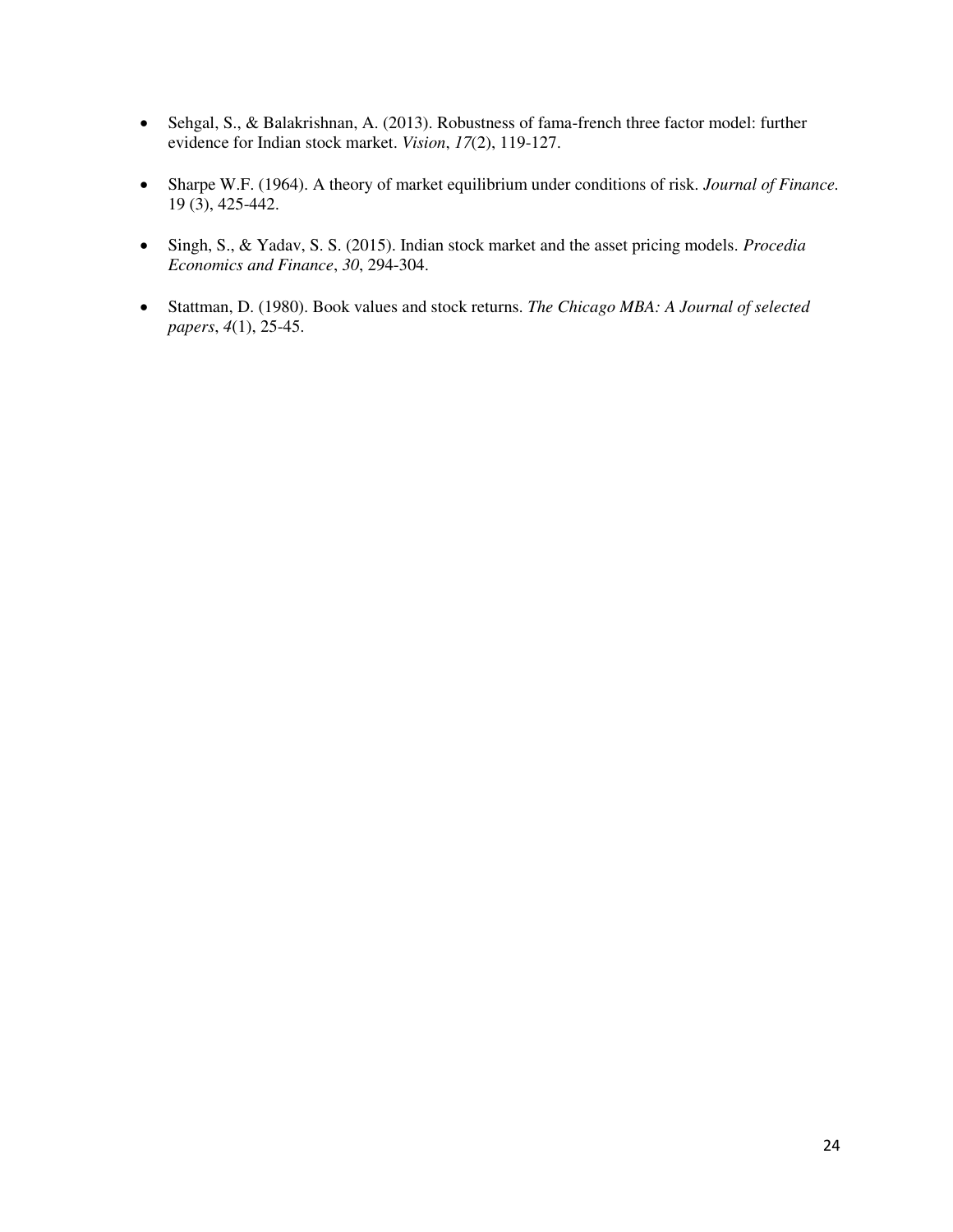- Sehgal, S., & Balakrishnan, A. (2013). Robustness of fama-french three factor model: further evidence for Indian stock market. *Vision*, *17*(2), 119-127.

- Sharpe W.F. (1964). A theory of market equilibrium under conditions of risk. *Journal of Finance*. 19 (3), 425-442.

- Singh, S., & Yadav, S. S. (2015). Indian stock market and the asset pricing models. *Procedia Economics and Finance*, *30*, 294-304.

- Stattman, D. (1980). Book values and stock returns. *The Chicago MBA: A Journal of selected papers*, *4*(1), 25-45.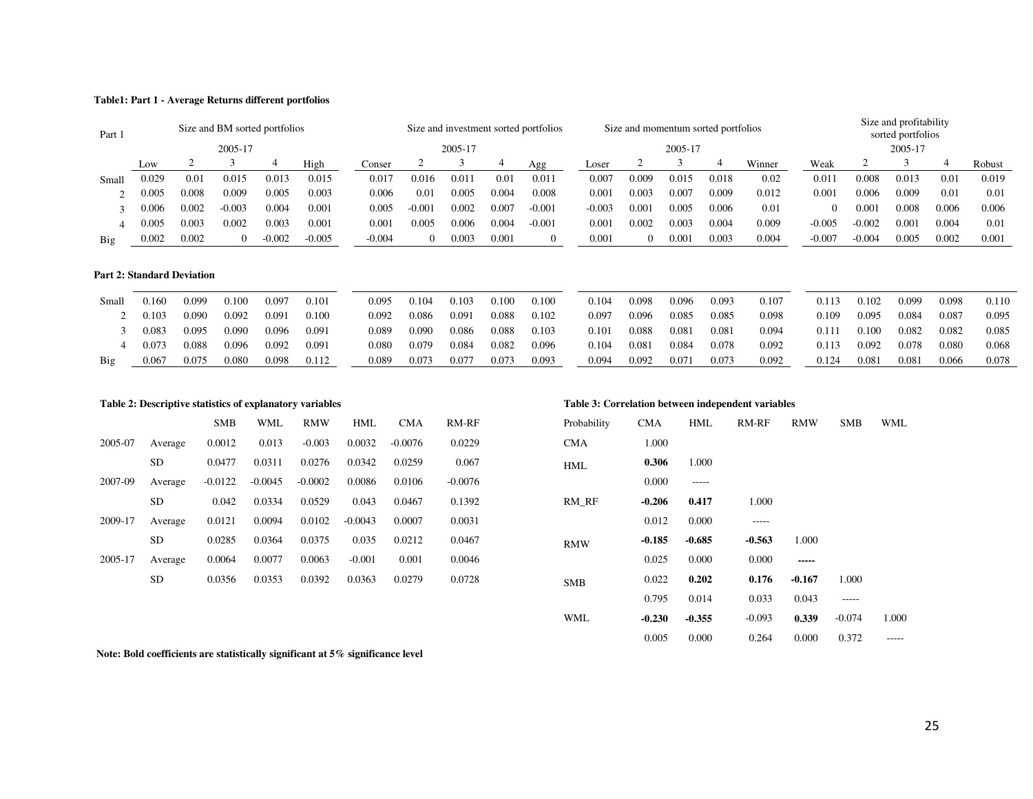**Table1: Part 1 - Average Returns different portfolios**

| Part 1 | Size and BM sorted portfolios | | | | | Size and investment sorted portfolios | | | | | Size and momentum sorted portfolios | | | | | Size and profitability sorted portfolios | | | | |
|---|---|---|---|---|---|---|---|---|---|---|---|---|---|---|---|---|---|---|---|---|
| | 2005-17 | | | | | 2005-17 | | | | | 2005-17 | | | | | 2005-17 | | | | |
| | Low | 2 | 3 | 4 | High | Conser | 2 | 3 | 4 | Agg | Loser | 2 | 3 | 4 | Winner | Weak | 2 | 3 | 4 | Robust |
| Small | 0.029 | 0.01 | 0.015 | 0.013 | 0.015 | 0.017 | 0.016 | 0.011 | 0.01 | 0.011 | 0.007 | 0.009 | 0.015 | 0.018 | 0.02 | 0.011 | 0.008 | 0.013 | 0.01 | 0.019 |
| 2 | 0.005 | 0.008 | 0.009 | 0.005 | 0.003 | 0.006 | 0.01 | 0.005 | 0.004 | 0.008 | 0.001 | 0.003 | 0.007 | 0.009 | 0.012 | 0.001 | 0.006 | 0.009 | 0.01 | 0.01 |
| 3 | 0.006 | 0.002 | -0.003 | 0.004 | 0.001 | 0.005 | -0.001 | 0.002 | 0.007 | -0.001 | -0.003 | 0.001 | 0.005 | 0.006 | 0.01 | 0 | 0.001 | 0.008 | 0.006 | 0.006 |
| 4 | 0.005 | 0.003 | 0.002 | 0.003 | 0.001 | 0.001 | 0.005 | 0.006 | 0.004 | -0.001 | 0.001 | 0.002 | 0.003 | 0.004 | 0.009 | -0.005 | -0.002 | 0.001 | 0.004 | 0.01 |
| Big | 0.002 | 0.002 | 0 | -0.002 | -0.005 | -0.004 | 0 | 0.003 | 0.001 | 0 | 0.001 | 0 | 0.001 | 0.003 | 0.004 | -0.007 | -0.004 | 0.005 | 0.002 | 0.001 |

**Part 2: Standard Deviation**

| | | | | | | | | | | | | | | | | | | | | |
|---|---|---|---|---|---|---|---|---|---|---|---|---|---|---|---|---|---|---|---|---|
| Small | 0.160 | 0.099 | 0.100 | 0.097 | 0.101 | 0.095 | 0.104 | 0.103 | 0.100 | 0.100 | 0.104 | 0.098 | 0.096 | 0.093 | 0.107 | 0.113 | 0.102 | 0.099 | 0.098 | 0.110 |
| 2 | 0.103 | 0.090 | 0.092 | 0.091 | 0.100 | 0.092 | 0.086 | 0.091 | 0.088 | 0.102 | 0.097 | 0.096 | 0.085 | 0.085 | 0.098 | 0.109 | 0.095 | 0.084 | 0.087 | 0.095 |
| 3 | 0.083 | 0.095 | 0.090 | 0.096 | 0.091 | 0.089 | 0.090 | 0.086 | 0.088 | 0.103 | 0.101 | 0.088 | 0.081 | 0.081 | 0.094 | 0.111 | 0.100 | 0.082 | 0.082 | 0.085 |
| 4 | 0.073 | 0.088 | 0.096 | 0.092 | 0.091 | 0.080 | 0.079 | 0.084 | 0.082 | 0.096 | 0.104 | 0.081 | 0.084 | 0.078 | 0.092 | 0.113 | 0.092 | 0.078 | 0.080 | 0.068 |
| Big | 0.067 | 0.075 | 0.080 | 0.098 | 0.112 | 0.089 | 0.073 | 0.077 | 0.073 | 0.093 | 0.094 | 0.092 | 0.071 | 0.073 | 0.092 | 0.124 | 0.081 | 0.081 | 0.066 | 0.078 |

**Table 2: Descriptive statistics of explanatory variables**

| | | SMB | WML | RMW | HML | CMA | RM-RF |
|---|---|---|---|---|---|---|---|
| 2005-07 | Average | 0.0012 | 0.013 | -0.003 | 0.0032 | -0.0076 | 0.0229 |
| | SD | 0.0477 | 0.0311 | 0.0276 | 0.0342 | 0.0259 | 0.067 |
| 2007-09 | Average | -0.0122 | -0.0045 | -0.0002 | 0.0086 | 0.0106 | -0.0076 |
| | SD | 0.042 | 0.0334 | 0.0529 | 0.043 | 0.0467 | 0.1392 |
| 2009-17 | Average | 0.0121 | 0.0094 | 0.0102 | -0.0043 | 0.0007 | 0.0031 |
| | SD | 0.0285 | 0.0364 | 0.0375 | 0.035 | 0.0212 | 0.0467 |
| 2005-17 | Average | 0.0064 | 0.0077 | 0.0063 | -0.001 | 0.001 | 0.0046 |
| | SD | 0.0356 | 0.0353 | 0.0392 | 0.0363 | 0.0279 | 0.0728 |

**Table 3: Correlation between independent variables**

| Probability | CMA | HML | RM-RF | RMW | SMB | WML |
|---|---|---|---|---|---|---|
| CMA | 1.000 | | | | | |
| HML | **0.306** | 1.000 | | | | |
| | 0.000 | ----- | | | | |
| RM_RF | **-0.206** | **0.417** | 1.000 | | | |
| | 0.012 | 0.000 | ----- | | | |
| RMW | **-0.185** | **-0.685** | **-0.563** | 1.000 | | |
| | 0.025 | 0.000 | 0.000 | **-----** | | |
| SMB | 0.022 | **0.202** | **0.176** | **-0.167** | 1.000 | |
| | 0.795 | 0.014 | 0.033 | 0.043 | ----- | |
| WML | **-0.230** | **-0.355** | -0.093 | **0.339** | -0.074 | 1.000 |
| | 0.005 | 0.000 | 0.264 | 0.000 | 0.372 | ----- |

**Note: Bold coefficients are statistically significant at 5% significance level**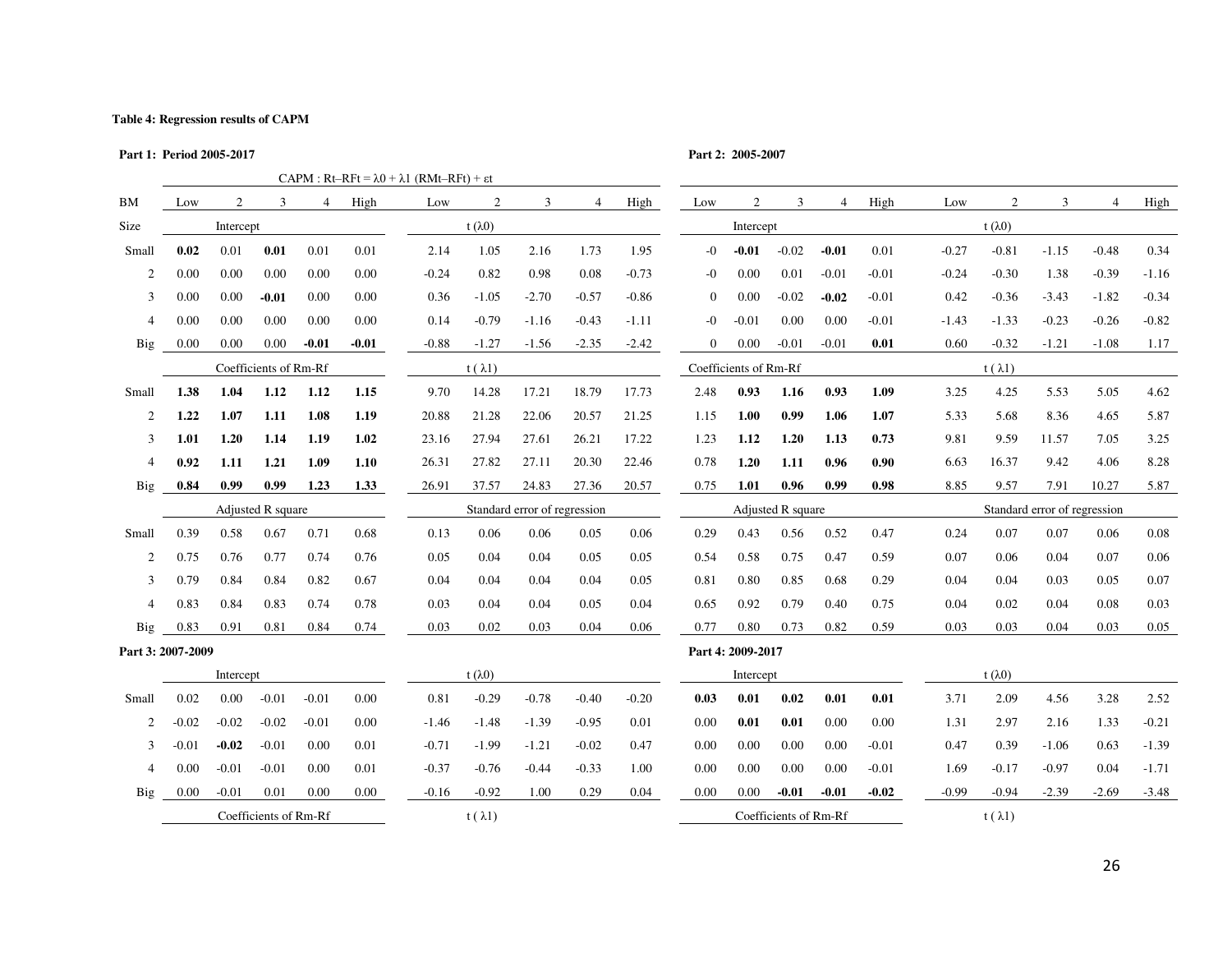**Table 4: Regression results of CAPM**

**Part 1: Period 2005-2017**

CAPM : $R_t – RF_t = \lambda 0 + \lambda 1\ (RM_t – RF_t) + \varepsilon_t$

| BM | Low | 2 | 3 | 4 | High | Low | 2 | 3 | 4 | High |
|---|---|---|---|---|---|---|---|---|---|---|
| Size | Intercept | | | | | t (λ0) | | | | |
| Small | **0.02** | 0.01 | **0.01** | 0.01 | 0.01 | 2.14 | 1.05 | 2.16 | 1.73 | 1.95 |
| 2 | 0.00 | 0.00 | 0.00 | 0.00 | 0.00 | -0.24 | 0.82 | 0.98 | 0.08 | -0.73 |
| 3 | 0.00 | 0.00 | **-0.01** | 0.00 | 0.00 | 0.36 | -1.05 | -2.70 | -0.57 | -0.86 |
| 4 | 0.00 | 0.00 | 0.00 | 0.00 | 0.00 | 0.14 | -0.79 | -1.16 | -0.43 | -1.11 |
| Big | 0.00 | 0.00 | 0.00 | **-0.01** | **-0.01** | -0.88 | -1.27 | -1.56 | -2.35 | -2.42 |
| | Coefficients of Rm-Rf | | | | | t ( λ1) | | | | |
| Small | **1.38** | **1.04** | **1.12** | **1.12** | **1.15** | 9.70 | 14.28 | 17.21 | 18.79 | 17.73 |
| 2 | **1.22** | **1.07** | **1.11** | **1.08** | **1.19** | 20.88 | 21.28 | 22.06 | 20.57 | 21.25 |
| 3 | **1.01** | **1.20** | **1.14** | **1.19** | **1.02** | 23.16 | 27.94 | 27.61 | 26.21 | 17.22 |
| 4 | **0.92** | **1.11** | **1.21** | **1.09** | **1.10** | 26.31 | 27.82 | 27.11 | 20.30 | 22.46 |
| Big | **0.84** | **0.99** | **0.99** | **1.23** | **1.33** | 26.91 | 37.57 | 24.83 | 27.36 | 20.57 |
| | Adjusted R square | | | | | Standard error of regression | | | | |
| Small | 0.39 | 0.58 | 0.67 | 0.71 | 0.68 | 0.13 | 0.06 | 0.06 | 0.05 | 0.06 |
| 2 | 0.75 | 0.76 | 0.77 | 0.74 | 0.76 | 0.05 | 0.04 | 0.04 | 0.05 | 0.05 |
| 3 | 0.79 | 0.84 | 0.84 | 0.82 | 0.67 | 0.04 | 0.04 | 0.04 | 0.04 | 0.05 |
| 4 | 0.83 | 0.84 | 0.83 | 0.74 | 0.78 | 0.03 | 0.04 | 0.04 | 0.05 | 0.04 |
| Big | 0.83 | 0.91 | 0.81 | 0.84 | 0.74 | 0.03 | 0.02 | 0.03 | 0.04 | 0.06 |

**Part 2: 2005-2007**

| BM | Low | 2 | 3 | 4 | High | Low | 2 | 3 | 4 | High |
|---|---|---|---|---|---|---|---|---|---|---|
| Size | Intercept | | | | | t (λ0) | | | | |
| Small | -0 | **-0.01** | -0.02 | **-0.01** | 0.01 | -0.27 | -0.81 | -1.15 | -0.48 | 0.34 |
| 2 | -0 | 0.00 | 0.01 | -0.01 | -0.01 | -0.24 | -0.30 | 1.38 | -0.39 | -1.16 |
| 3 | 0 | 0.00 | -0.02 | **-0.02** | -0.01 | 0.42 | -0.36 | -3.43 | -1.82 | -0.34 |
| 4 | -0 | -0.01 | 0.00 | 0.00 | -0.01 | -1.43 | -1.33 | -0.23 | -0.26 | -0.82 |
| Big | 0 | 0.00 | -0.01 | -0.01 | **0.01** | 0.60 | -0.32 | -1.21 | -1.08 | 1.17 |
| | Coefficients of Rm-Rf | | | | | t ( λ1) | | | | |
| Small | 2.48 | **0.93** | **1.16** | **0.93** | **1.09** | 3.25 | 4.25 | 5.53 | 5.05 | 4.62 |
| 2 | 1.15 | **1.00** | **0.99** | **1.06** | **1.07** | 5.33 | 5.68 | 8.36 | 4.65 | 5.87 |
| 3 | 1.23 | **1.12** | **1.20** | **1.13** | **0.73** | 9.81 | 9.59 | 11.57 | 7.05 | 3.25 |
| 4 | 0.78 | **1.20** | **1.11** | **0.96** | **0.90** | 6.63 | 16.37 | 9.42 | 4.06 | 8.28 |
| Big | 0.75 | **1.01** | **0.96** | **0.99** | **0.98** | 8.85 | 9.57 | 7.91 | 10.27 | 5.87 |
| | Adjusted R square | | | | | Standard error of regression | | | | |
| Small | 0.29 | 0.43 | 0.56 | 0.52 | 0.47 | 0.24 | 0.07 | 0.07 | 0.06 | 0.08 |
| 2 | 0.54 | 0.58 | 0.75 | 0.47 | 0.59 | 0.07 | 0.06 | 0.04 | 0.07 | 0.06 |
| 3 | 0.81 | 0.80 | 0.85 | 0.68 | 0.29 | 0.04 | 0.04 | 0.03 | 0.05 | 0.07 |
| 4 | 0.65 | 0.92 | 0.79 | 0.40 | 0.75 | 0.04 | 0.02 | 0.04 | 0.08 | 0.03 |
| Big | 0.77 | 0.80 | 0.73 | 0.82 | 0.59 | 0.03 | 0.03 | 0.04 | 0.03 | 0.05 |

**Part 3: 2007-2009**

| | Low | 2 | 3 | 4 | High | Low | 2 | 3 | 4 | High |
|---|---|---|---|---|---|---|---|---|---|---|
| | Intercept | | | | | t (λ0) | | | | |
| Small | 0.02 | 0.00 | -0.01 | -0.01 | 0.00 | 0.81 | -0.29 | -0.78 | -0.40 | -0.20 |
| 2 | -0.02 | -0.02 | -0.02 | -0.01 | 0.00 | -1.46 | -1.48 | -1.39 | -0.95 | 0.01 |
| 3 | -0.01 | **-0.02** | -0.01 | 0.00 | 0.01 | -0.71 | -1.99 | -1.21 | -0.02 | 0.47 |
| 4 | 0.00 | -0.01 | -0.01 | 0.00 | 0.01 | -0.37 | -0.76 | -0.44 | -0.33 | 1.00 |
| Big | 0.00 | -0.01 | 0.01 | 0.00 | 0.00 | -0.16 | -0.92 | 1.00 | 0.29 | 0.04 |
| | Coefficients of Rm-Rf | | | | | t ( λ1) | | | | |

**Part 4: 2009-2017**

| | Low | 2 | 3 | 4 | High | Low | 2 | 3 | 4 | High |
|---|---|---|---|---|---|---|---|---|---|---|
| | Intercept | | | | | t (λ0) | | | | |
| Small | **0.03** | **0.01** | **0.02** | **0.01** | **0.01** | 3.71 | 2.09 | 4.56 | 3.28 | 2.52 |
| 2 | 0.00 | **0.01** | **0.01** | 0.00 | 0.00 | 1.31 | 2.97 | 2.16 | 1.33 | -0.21 |
| 3 | 0.00 | 0.00 | 0.00 | 0.00 | -0.01 | 0.47 | 0.39 | -1.06 | 0.63 | -1.39 |
| 4 | 0.00 | 0.00 | 0.00 | 0.00 | -0.01 | 1.69 | -0.17 | -0.97 | 0.04 | -1.71 |
| Big | 0.00 | 0.00 | **-0.01** | **-0.01** | **-0.02** | -0.99 | -0.94 | -2.39 | -2.69 | -3.48 |
| | Coefficients of Rm-Rf | | | | | t ( λ1) | | | | |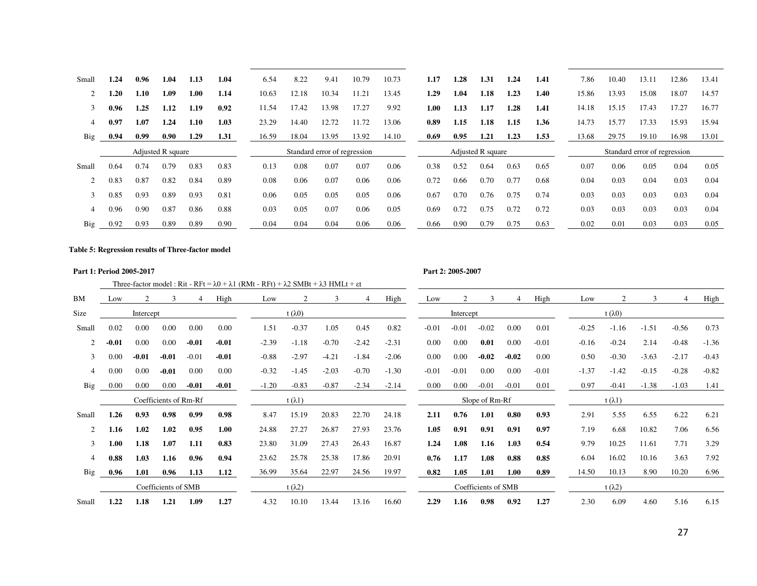| | | | | | | | | | | | | | | | | | | | | |
|---|---|---|---|---|---|---|---|---|---|---|---|---|---|---|---|---|---|---|---|---|
| Small | **1.24** | **0.96** | **1.04** | **1.13** | **1.04** | 6.54 | 8.22 | 9.41 | 10.79 | 10.73 | **1.17** | **1.28** | **1.31** | **1.24** | **1.41** | 7.86 | 10.40 | 13.11 | 12.86 | 13.41 |
| 2 | **1.20** | **1.10** | **1.09** | **1.00** | **1.14** | 10.63 | 12.18 | 10.34 | 11.21 | 13.45 | **1.29** | **1.04** | **1.18** | **1.23** | **1.40** | 15.86 | 13.93 | 15.08 | 18.07 | 14.57 |
| 3 | **0.96** | **1.25** | **1.12** | **1.19** | **0.92** | 11.54 | 17.42 | 13.98 | 17.27 | 9.92 | **1.00** | **1.13** | **1.17** | **1.28** | **1.41** | 14.18 | 15.15 | 17.43 | 17.27 | 16.77 |
| 4 | **0.97** | **1.07** | **1.24** | **1.10** | **1.03** | 23.29 | 14.40 | 12.72 | 11.72 | 13.06 | **0.89** | **1.15** | **1.18** | **1.15** | **1.36** | 14.73 | 15.77 | 17.33 | 15.93 | 15.94 |
| Big | **0.94** | **0.99** | **0.90** | **1.29** | **1.31** | 16.59 | 18.04 | 13.95 | 13.92 | 14.10 | **0.69** | **0.95** | **1.21** | **1.23** | **1.53** | 13.68 | 29.75 | 19.10 | 16.98 | 13.01 |
| | Adjusted R square | | | | | Standard error of regression | | | | | Adjusted R square | | | | | Standard error of regression | | | | |
| Small | 0.64 | 0.74 | 0.79 | 0.83 | 0.83 | 0.13 | 0.08 | 0.07 | 0.07 | 0.06 | 0.38 | 0.52 | 0.64 | 0.63 | 0.65 | 0.07 | 0.06 | 0.05 | 0.04 | 0.05 |
| 2 | 0.83 | 0.87 | 0.82 | 0.84 | 0.89 | 0.08 | 0.06 | 0.07 | 0.06 | 0.06 | 0.72 | 0.66 | 0.70 | 0.77 | 0.68 | 0.04 | 0.03 | 0.04 | 0.03 | 0.04 |
| 3 | 0.85 | 0.93 | 0.89 | 0.93 | 0.81 | 0.06 | 0.05 | 0.05 | 0.05 | 0.06 | 0.67 | 0.70 | 0.76 | 0.75 | 0.74 | 0.03 | 0.03 | 0.03 | 0.03 | 0.04 |
| 4 | 0.96 | 0.90 | 0.87 | 0.86 | 0.88 | 0.03 | 0.05 | 0.07 | 0.06 | 0.05 | 0.69 | 0.72 | 0.75 | 0.72 | 0.72 | 0.03 | 0.03 | 0.03 | 0.03 | 0.04 |
| Big | 0.92 | 0.93 | 0.89 | 0.89 | 0.90 | 0.04 | 0.04 | 0.04 | 0.06 | 0.06 | 0.66 | 0.90 | 0.79 | 0.75 | 0.63 | 0.02 | 0.01 | 0.03 | 0.03 | 0.05 |

**Table 5: Regression results of Three-factor model**

**Part 1: Period 2005-2017** | **Part 2: 2005-2007**

Three-factor model : $R_{it} - RF_t = \lambda_0 + \lambda_1 (RM_t - RF_t) + \lambda_2 SMB_t + \lambda_3 HML_t + \varepsilon_t$

| BM | Low | 2 | 3 | 4 | High | Low | 2 | 3 | 4 | High | Low | 2 | 3 | 4 | High | Low | 2 | 3 | 4 | High |
|---|---|---|---|---|---|---|---|---|---|---|---|---|---|---|---|---|---|---|---|---|
| Size | Intercept | | | | | $t(\lambda_0)$ | | | | | Intercept | | | | | $t(\lambda_0)$ | | | | |
| Small | 0.02 | 0.00 | 0.00 | 0.00 | 0.00 | 1.51 | -0.37 | 1.05 | 0.45 | 0.82 | -0.01 | -0.01 | -0.02 | 0.00 | 0.01 | -0.25 | -1.16 | -1.51 | -0.56 | 0.73 |
| 2 | **-0.01** | 0.00 | 0.00 | **-0.01** | **-0.01** | -2.39 | -1.18 | -0.70 | -2.42 | -2.31 | 0.00 | 0.00 | **0.01** | 0.00 | -0.01 | -0.16 | -0.24 | 2.14 | -0.48 | -1.36 |
| 3 | 0.00 | **-0.01** | **-0.01** | -0.01 | **-0.01** | -0.88 | -2.97 | -4.21 | -1.84 | -2.06 | 0.00 | 0.00 | **-0.02** | **-0.02** | 0.00 | 0.50 | -0.30 | -3.63 | -2.17 | -0.43 |
| 4 | 0.00 | 0.00 | **-0.01** | 0.00 | 0.00 | -0.32 | -1.45 | -2.03 | -0.70 | -1.30 | -0.01 | -0.01 | 0.00 | 0.00 | -0.01 | -1.37 | -1.42 | -0.15 | -0.28 | -0.82 |
| Big | 0.00 | 0.00 | 0.00 | **-0.01** | **-0.01** | -1.20 | -0.83 | -0.87 | -2.34 | -2.14 | 0.00 | 0.00 | -0.01 | -0.01 | 0.01 | 0.97 | -0.41 | -1.38 | -1.03 | 1.41 |
| | Coefficients of Rm-Rf | | | | | $t(\lambda_1)$ | | | | | Slope of Rm-Rf | | | | | $t(\lambda_1)$ | | | | |
| Small | **1.26** | **0.93** | **0.98** | **0.99** | **0.98** | 8.47 | 15.19 | 20.83 | 22.70 | 24.18 | **2.11** | **0.76** | **1.01** | **0.80** | **0.93** | 2.91 | 5.55 | 6.55 | 6.22 | 6.21 |
| 2 | **1.16** | **1.02** | **1.02** | **0.95** | **1.00** | 24.88 | 27.27 | 26.87 | 27.93 | 23.76 | **1.05** | **0.91** | **0.91** | **0.91** | **0.97** | 7.19 | 6.68 | 10.82 | 7.06 | 6.56 |
| 3 | **1.00** | **1.18** | **1.07** | **1.11** | **0.83** | 23.80 | 31.09 | 27.43 | 26.43 | 16.87 | **1.24** | **1.08** | **1.16** | **1.03** | **0.54** | 9.79 | 10.25 | 11.61 | 7.71 | 3.29 |
| 4 | **0.88** | **1.03** | **1.16** | **0.96** | **0.94** | 23.62 | 25.78 | 25.38 | 17.86 | 20.91 | **0.76** | **1.17** | **1.08** | **0.88** | **0.85** | 6.04 | 16.02 | 10.16 | 3.63 | 7.92 |
| Big | **0.96** | **1.01** | **0.96** | **1.13** | **1.12** | 36.99 | 35.64 | 22.97 | 24.56 | 19.97 | **0.82** | **1.05** | **1.01** | **1.00** | **0.89** | 14.50 | 10.13 | 8.90 | 10.20 | 6.96 |
| | Coefficients of SMB | | | | | $t(\lambda_2)$ | | | | | Coefficients of SMB | | | | | $t(\lambda_2)$ | | | | |
| Small | **1.22** | **1.18** | **1.21** | **1.09** | **1.27** | 4.32 | 10.10 | 13.44 | 13.16 | 16.60 | **2.29** | **1.16** | **0.98** | **0.92** | **1.27** | 2.30 | 6.09 | 4.60 | 5.16 | 6.15 |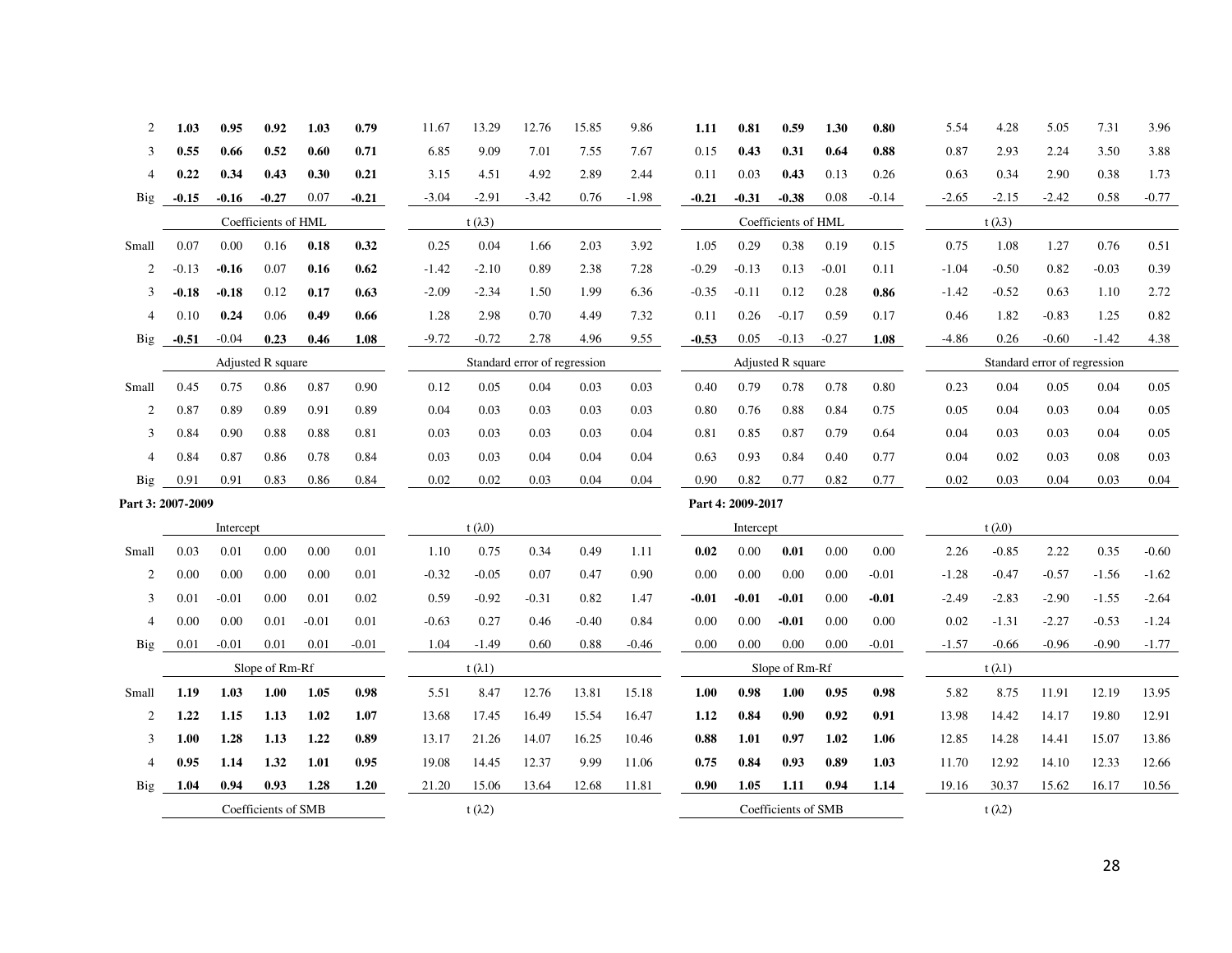| | | | | | | | | | | | | | | | | | | | | |
|---|---|---|---|---|---|---|---|---|---|---|---|---|---|---|---|---|---|---|---|---|
| 2 | **1.03** | **0.95** | **0.92** | **1.03** | **0.79** | 11.67 | 13.29 | 12.76 | 15.85 | 9.86 | **1.11** | **0.81** | **0.59** | **1.30** | **0.80** | 5.54 | 4.28 | 5.05 | 7.31 | 3.96 |
| 3 | **0.55** | **0.66** | **0.52** | **0.60** | **0.71** | 6.85 | 9.09 | 7.01 | 7.55 | 7.67 | 0.15 | **0.43** | **0.31** | **0.64** | **0.88** | 0.87 | 2.93 | 2.24 | 3.50 | 3.88 |
| 4 | **0.22** | **0.34** | **0.43** | **0.30** | **0.21** | 3.15 | 4.51 | 4.92 | 2.89 | 2.44 | 0.11 | 0.03 | **0.43** | 0.13 | 0.26 | 0.63 | 0.34 | 2.90 | 0.38 | 1.73 |
| Big | **-0.15** | **-0.16** | **-0.27** | 0.07 | **-0.21** | -3.04 | -2.91 | -3.42 | 0.76 | -1.98 | **-0.21** | **-0.31** | **-0.38** | 0.08 | -0.14 | -2.65 | -2.15 | -2.42 | 0.58 | -0.77 |
| | Coefficients of HML | | | | | $t(\lambda3)$ | | | | | Coefficients of HML | | | | | $t(\lambda3)$ | | | | |
| Small | 0.07 | 0.00 | 0.16 | **0.18** | **0.32** | 0.25 | 0.04 | 1.66 | 2.03 | 3.92 | 1.05 | 0.29 | 0.38 | 0.19 | 0.15 | 0.75 | 1.08 | 1.27 | 0.76 | 0.51 |
| 2 | -0.13 | **-0.16** | 0.07 | **0.16** | **0.62** | -1.42 | -2.10 | 0.89 | 2.38 | 7.28 | -0.29 | -0.13 | 0.13 | -0.01 | 0.11 | -1.04 | -0.50 | 0.82 | -0.03 | 0.39 |
| 3 | **-0.18** | **-0.18** | 0.12 | **0.17** | **0.63** | -2.09 | -2.34 | 1.50 | 1.99 | 6.36 | -0.35 | -0.11 | 0.12 | 0.28 | **0.86** | -1.42 | -0.52 | 0.63 | 1.10 | 2.72 |
| 4 | 0.10 | **0.24** | 0.06 | **0.49** | **0.66** | 1.28 | 2.98 | 0.70 | 4.49 | 7.32 | 0.11 | 0.26 | -0.17 | 0.59 | 0.17 | 0.46 | 1.82 | -0.83 | 1.25 | 0.82 |
| Big | **-0.51** | -0.04 | **0.23** | **0.46** | **1.08** | -9.72 | -0.72 | 2.78 | 4.96 | 9.55 | **-0.53** | 0.05 | -0.13 | -0.27 | **1.08** | -4.86 | 0.26 | -0.60 | -1.42 | 4.38 |
| | Adjusted R square | | | | | Standard error of regression | | | | | Adjusted R square | | | | | Standard error of regression | | | | |
| Small | 0.45 | 0.75 | 0.86 | 0.87 | 0.90 | 0.12 | 0.05 | 0.04 | 0.03 | 0.03 | 0.40 | 0.79 | 0.78 | 0.78 | 0.80 | 0.23 | 0.04 | 0.05 | 0.04 | 0.05 |
| 2 | 0.87 | 0.89 | 0.89 | 0.91 | 0.89 | 0.04 | 0.03 | 0.03 | 0.03 | 0.03 | 0.80 | 0.76 | 0.88 | 0.84 | 0.75 | 0.05 | 0.04 | 0.03 | 0.04 | 0.05 |
| 3 | 0.84 | 0.90 | 0.88 | 0.88 | 0.81 | 0.03 | 0.03 | 0.03 | 0.03 | 0.04 | 0.81 | 0.85 | 0.87 | 0.79 | 0.64 | 0.04 | 0.03 | 0.03 | 0.04 | 0.05 |
| 4 | 0.84 | 0.87 | 0.86 | 0.78 | 0.84 | 0.03 | 0.03 | 0.04 | 0.04 | 0.04 | 0.63 | 0.93 | 0.84 | 0.40 | 0.77 | 0.04 | 0.02 | 0.03 | 0.08 | 0.03 |
| Big | 0.91 | 0.91 | 0.83 | 0.86 | 0.84 | 0.02 | 0.02 | 0.03 | 0.04 | 0.04 | 0.90 | 0.82 | 0.77 | 0.82 | 0.77 | 0.02 | 0.03 | 0.04 | 0.03 | 0.04 |

| **Part 3: 2007-2009** | | | | | | | | | | | **Part 4: 2009-2017** | | | | | | | | | |
|---|---|---|---|---|---|---|---|---|---|---|---|---|---|---|---|---|---|---|---|---|
| | Intercept | | | | | $t(\lambda0)$ | | | | | Intercept | | | | | $t(\lambda0)$ | | | | |
| Small | 0.03 | 0.01 | 0.00 | 0.00 | 0.01 | 1.10 | 0.75 | 0.34 | 0.49 | 1.11 | **0.02** | 0.00 | **0.01** | 0.00 | 0.00 | 2.26 | -0.85 | 2.22 | 0.35 | -0.60 |
| 2 | 0.00 | 0.00 | 0.00 | 0.00 | 0.01 | -0.32 | -0.05 | 0.07 | 0.47 | 0.90 | 0.00 | 0.00 | 0.00 | 0.00 | -0.01 | -1.28 | -0.47 | -0.57 | -1.56 | -1.62 |
| 3 | 0.01 | -0.01 | 0.00 | 0.01 | 0.02 | 0.59 | -0.92 | -0.31 | 0.82 | 1.47 | **-0.01** | **-0.01** | **-0.01** | 0.00 | **-0.01** | -2.49 | -2.83 | -2.90 | -1.55 | -2.64 |
| 4 | 0.00 | 0.00 | 0.01 | -0.01 | 0.01 | -0.63 | 0.27 | 0.46 | -0.40 | 0.84 | 0.00 | 0.00 | **-0.01** | 0.00 | 0.00 | 0.02 | -1.31 | -2.27 | -0.53 | -1.24 |
| Big | 0.01 | -0.01 | 0.01 | 0.01 | -0.01 | 1.04 | -1.49 | 0.60 | 0.88 | -0.46 | 0.00 | 0.00 | 0.00 | 0.00 | -0.01 | -1.57 | -0.66 | -0.96 | -0.90 | -1.77 |
| | Slope of Rm-Rf | | | | | $t(\lambda1)$ | | | | | Slope of Rm-Rf | | | | | $t(\lambda1)$ | | | | |
| Small | **1.19** | **1.03** | **1.00** | **1.05** | **0.98** | 5.51 | 8.47 | 12.76 | 13.81 | 15.18 | **1.00** | **0.98** | **1.00** | **0.95** | **0.98** | 5.82 | 8.75 | 11.91 | 12.19 | 13.95 |
| 2 | **1.22** | **1.15** | **1.13** | **1.02** | **1.07** | 13.68 | 17.45 | 16.49 | 15.54 | 16.47 | **1.12** | **0.84** | **0.90** | **0.92** | **0.91** | 13.98 | 14.42 | 14.17 | 19.80 | 12.91 |
| 3 | **1.00** | **1.28** | **1.13** | **1.22** | **0.89** | 13.17 | 21.26 | 14.07 | 16.25 | 10.46 | **0.88** | **1.01** | **0.97** | **1.02** | **1.06** | 12.85 | 14.28 | 14.41 | 15.07 | 13.86 |
| 4 | **0.95** | **1.14** | **1.32** | **1.01** | **0.95** | 19.08 | 14.45 | 12.37 | 9.99 | 11.06 | **0.75** | **0.84** | **0.93** | **0.89** | **1.03** | 11.70 | 12.92 | 14.10 | 12.33 | 12.66 |
| Big | **1.04** | **0.94** | **0.93** | **1.28** | **1.20** | 21.20 | 15.06 | 13.64 | 12.68 | 11.81 | **0.90** | **1.05** | **1.11** | **0.94** | **1.14** | 19.16 | 30.37 | 15.62 | 16.17 | 10.56 |
| | Coefficients of SMB | | | | | $t(\lambda2)$ | | | | | Coefficients of SMB | | | | | $t(\lambda2)$ | | | | |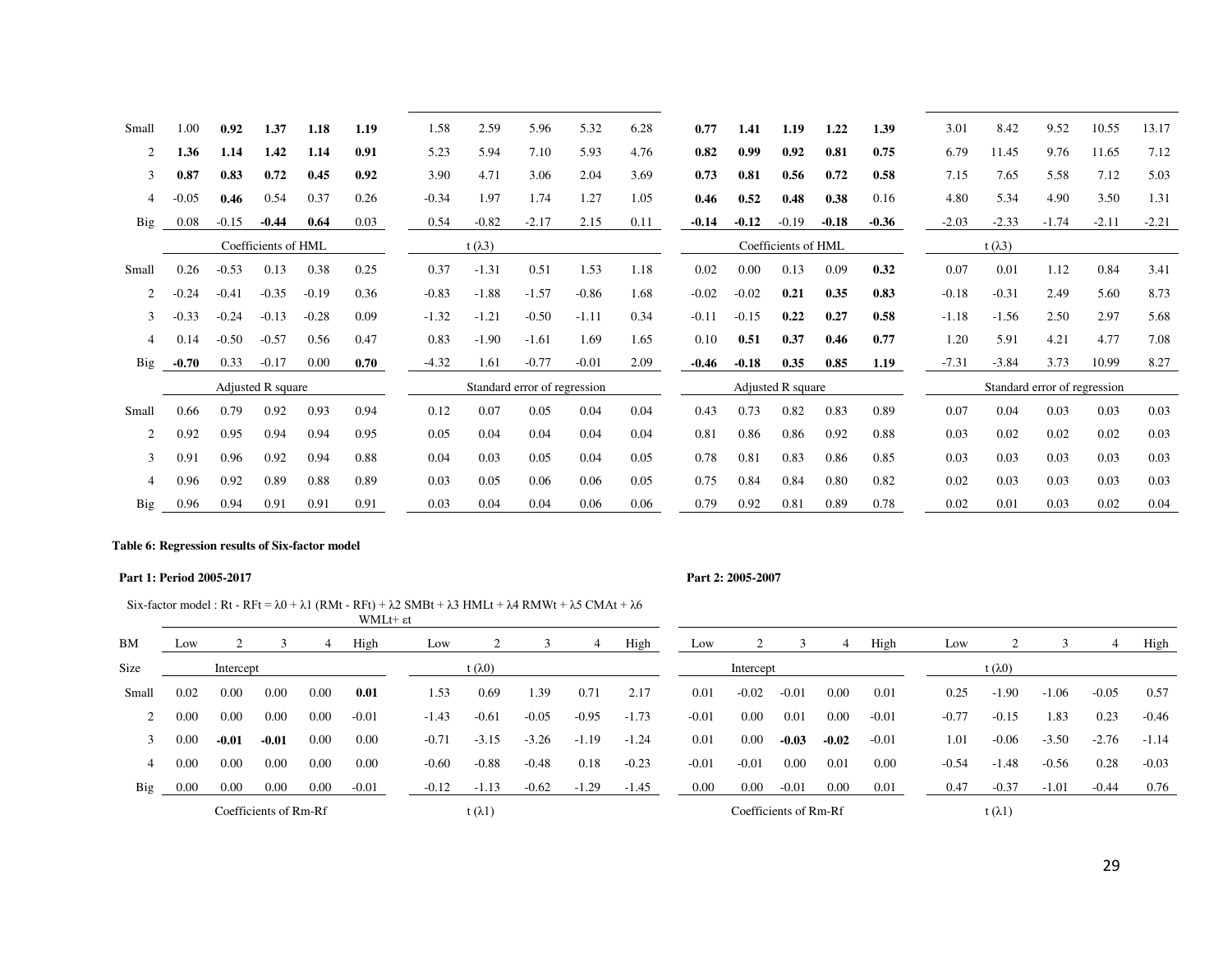|  |  |  |  |  |  |  |  |  |  |  |  |  |  |  |  |  |  |  |  |  |
|---|---|---|---|---|---|---|---|---|---|---|---|---|---|---|---|---|---|---|---|---|
| Small | 1.00 | **0.92** | **1.37** | **1.18** | **1.19** | 1.58 | 2.59 | 5.96 | 5.32 | 6.28 | **0.77** | **1.41** | **1.19** | **1.22** | **1.39** | 3.01 | 8.42 | 9.52 | 10.55 | 13.17 |
| 2 | **1.36** | **1.14** | **1.42** | **1.14** | **0.91** | 5.23 | 5.94 | 7.10 | 5.93 | 4.76 | **0.82** | **0.99** | **0.92** | **0.81** | **0.75** | 6.79 | 11.45 | 9.76 | 11.65 | 7.12 |
| 3 | **0.87** | **0.83** | **0.72** | **0.45** | **0.92** | 3.90 | 4.71 | 3.06 | 2.04 | 3.69 | **0.73** | **0.81** | **0.56** | **0.72** | **0.58** | 7.15 | 7.65 | 5.58 | 7.12 | 5.03 |
| 4 | -0.05 | **0.46** | 0.54 | 0.37 | 0.26 | -0.34 | 1.97 | 1.74 | 1.27 | 1.05 | **0.46** | **0.52** | **0.48** | **0.38** | 0.16 | 4.80 | 5.34 | 4.90 | 3.50 | 1.31 |
| Big | 0.08 | -0.15 | **-0.44** | **0.64** | 0.03 | 0.54 | -0.82 | -2.17 | 2.15 | 0.11 | **-0.14** | **-0.12** | -0.19 | **-0.18** | **-0.36** | -2.03 | -2.33 | -1.74 | -2.11 | -2.21 |
|  | Coefficients of HML |  |  |  |  | $t(\lambda3)$ |  |  |  |  | Coefficients of HML |  |  |  |  | $t(\lambda3)$ |  |  |  |  |
| Small | 0.26 | -0.53 | 0.13 | 0.38 | 0.25 | 0.37 | -1.31 | 0.51 | 1.53 | 1.18 | 0.02 | 0.00 | 0.13 | 0.09 | **0.32** | 0.07 | 0.01 | 1.12 | 0.84 | 3.41 |
| 2 | -0.24 | -0.41 | -0.35 | -0.19 | 0.36 | -0.83 | -1.88 | -1.57 | -0.86 | 1.68 | -0.02 | -0.02 | **0.21** | **0.35** | **0.83** | -0.18 | -0.31 | 2.49 | 5.60 | 8.73 |
| 3 | -0.33 | -0.24 | -0.13 | -0.28 | 0.09 | -1.32 | -1.21 | -0.50 | -1.11 | 0.34 | -0.11 | -0.15 | **0.22** | **0.27** | **0.58** | -1.18 | -1.56 | 2.50 | 2.97 | 5.68 |
| 4 | 0.14 | -0.50 | -0.57 | 0.56 | 0.47 | 0.83 | -1.90 | -1.61 | 1.69 | 1.65 | 0.10 | **0.51** | **0.37** | **0.46** | **0.77** | 1.20 | 5.91 | 4.21 | 4.77 | 7.08 |
| Big | **-0.70** | 0.33 | -0.17 | 0.00 | **0.70** | -4.32 | 1.61 | -0.77 | -0.01 | 2.09 | **-0.46** | **-0.18** | **0.35** | **0.85** | **1.19** | -7.31 | -3.84 | 3.73 | 10.99 | 8.27 |
|  | Adjusted R square |  |  |  |  | Standard error of regression |  |  |  |  | Adjusted R square |  |  |  |  | Standard error of regression |  |  |  |  |
| Small | 0.66 | 0.79 | 0.92 | 0.93 | 0.94 | 0.12 | 0.07 | 0.05 | 0.04 | 0.04 | 0.43 | 0.73 | 0.82 | 0.83 | 0.89 | 0.07 | 0.04 | 0.03 | 0.03 | 0.03 |
| 2 | 0.92 | 0.95 | 0.94 | 0.94 | 0.95 | 0.05 | 0.04 | 0.04 | 0.04 | 0.04 | 0.81 | 0.86 | 0.86 | 0.92 | 0.88 | 0.03 | 0.02 | 0.02 | 0.02 | 0.03 |
| 3 | 0.91 | 0.96 | 0.92 | 0.94 | 0.88 | 0.04 | 0.03 | 0.05 | 0.04 | 0.05 | 0.78 | 0.81 | 0.83 | 0.86 | 0.85 | 0.03 | 0.03 | 0.03 | 0.03 | 0.03 |
| 4 | 0.96 | 0.92 | 0.89 | 0.88 | 0.89 | 0.03 | 0.05 | 0.06 | 0.06 | 0.05 | 0.75 | 0.84 | 0.84 | 0.80 | 0.82 | 0.02 | 0.03 | 0.03 | 0.03 | 0.03 |
| Big | 0.96 | 0.94 | 0.91 | 0.91 | 0.91 | 0.03 | 0.04 | 0.04 | 0.06 | 0.06 | 0.79 | 0.92 | 0.81 | 0.89 | 0.78 | 0.02 | 0.01 | 0.03 | 0.02 | 0.04 |

**Table 6: Regression results of Six-factor model**

**Part 1: Period 2005-2017**

**Part 2: 2005-2007**

Six-factor model : $R_t - RF_t = \lambda_0 + \lambda_1 (RM_t - RF_t) + \lambda_2 SMB_t + \lambda_3 HML_t + \lambda_4 RMW_t + \lambda_5 CMA_t + \lambda_6 WML_t + \varepsilon_t$

| BM | Low | 2 | 3 | 4 | High | Low | 2 | 3 | 4 | High | Low | 2 | 3 | 4 | High | Low | 2 | 3 | 4 | High |
|---|---|---|---|---|---|---|---|---|---|---|---|---|---|---|---|---|---|---|---|---|
| Size | Intercept |  |  |  |  | $t(\lambda0)$ |  |  |  |  | Intercept |  |  |  |  | $t(\lambda0)$ |  |  |  |  |
| Small | 0.02 | 0.00 | 0.00 | 0.00 | **0.01** | 1.53 | 0.69 | 1.39 | 0.71 | 2.17 | 0.01 | -0.02 | -0.01 | 0.00 | 0.01 | 0.25 | -1.90 | -1.06 | -0.05 | 0.57 |
| 2 | 0.00 | 0.00 | 0.00 | 0.00 | -0.01 | -1.43 | -0.61 | -0.05 | -0.95 | -1.73 | -0.01 | 0.00 | 0.01 | 0.00 | -0.01 | -0.77 | -0.15 | 1.83 | 0.23 | -0.46 |
| 3 | 0.00 | **-0.01** | **-0.01** | 0.00 | 0.00 | -0.71 | -3.15 | -3.26 | -1.19 | -1.24 | 0.01 | 0.00 | **-0.03** | **-0.02** | -0.01 | 1.01 | -0.06 | -3.50 | -2.76 | -1.14 |
| 4 | 0.00 | 0.00 | 0.00 | 0.00 | 0.00 | -0.60 | -0.88 | -0.48 | 0.18 | -0.23 | -0.01 | -0.01 | 0.00 | 0.01 | 0.00 | -0.54 | -1.48 | -0.56 | 0.28 | -0.03 |
| Big | 0.00 | 0.00 | 0.00 | 0.00 | -0.01 | -0.12 | -1.13 | -0.62 | -1.29 | -1.45 | 0.00 | 0.00 | -0.01 | 0.00 | 0.01 | 0.47 | -0.37 | -1.01 | -0.44 | 0.76 |
|  | Coefficients of Rm-Rf |  |  |  |  | $t(\lambda1)$ |  |  |  |  | Coefficients of Rm-Rf |  |  |  |  | $t(\lambda1)$ |  |  |  |  |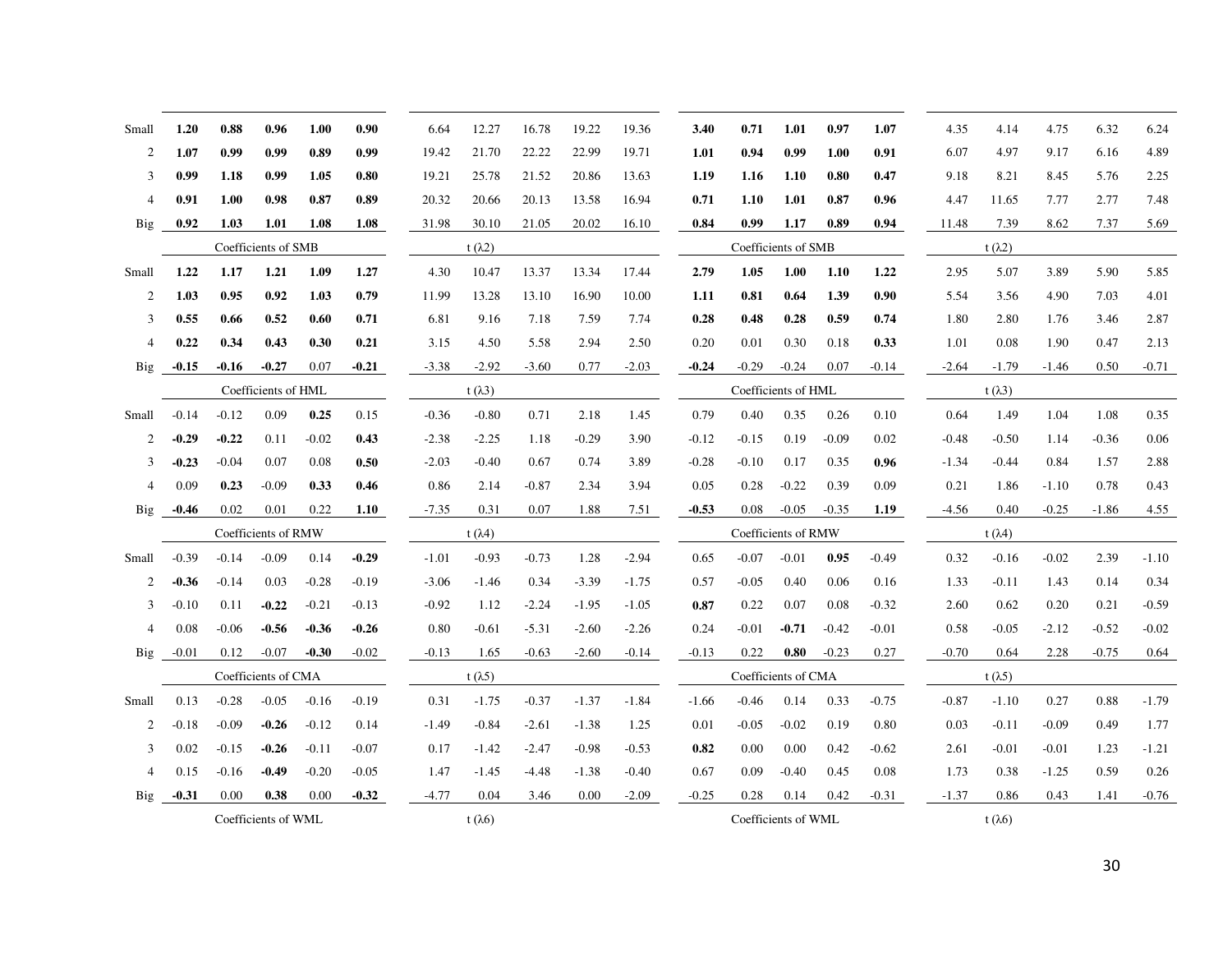| | | | | | | | | | | | | | | | | | | | | |
|---|---|---|---|---|---|---|---|---|---|---|---|---|---|---|---|---|---|---|---|---|
| Small | **1.20** | **0.88** | **0.96** | **1.00** | **0.90** | 6.64 | 12.27 | 16.78 | 19.22 | 19.36 | **3.40** | **0.71** | **1.01** | **0.97** | **1.07** | 4.35 | 4.14 | 4.75 | 6.32 | 6.24 |
| 2 | **1.07** | **0.99** | **0.99** | **0.89** | **0.99** | 19.42 | 21.70 | 22.22 | 22.99 | 19.71 | **1.01** | **0.94** | **0.99** | **1.00** | **0.91** | 6.07 | 4.97 | 9.17 | 6.16 | 4.89 |
| 3 | **0.99** | **1.18** | **0.99** | **1.05** | **0.80** | 19.21 | 25.78 | 21.52 | 20.86 | 13.63 | **1.19** | **1.16** | **1.10** | **0.80** | **0.47** | 9.18 | 8.21 | 8.45 | 5.76 | 2.25 |
| 4 | **0.91** | **1.00** | **0.98** | **0.87** | **0.89** | 20.32 | 20.66 | 20.13 | 13.58 | 16.94 | **0.71** | **1.10** | **1.01** | **0.87** | **0.96** | 4.47 | 11.65 | 7.77 | 2.77 | 7.48 |
| Big | **0.92** | **1.03** | **1.01** | **1.08** | **1.08** | 31.98 | 30.10 | 21.05 | 20.02 | 16.10 | **0.84** | **0.99** | **1.17** | **0.89** | **0.94** | 11.48 | 7.39 | 8.62 | 7.37 | 5.69 |
| | Coefficients of SMB | | | | | t ($\lambda$2) | | | | | Coefficients of SMB | | | | | t ($\lambda$2) | | | | |
| Small | **1.22** | **1.17** | **1.21** | **1.09** | **1.27** | 4.30 | 10.47 | 13.37 | 13.34 | 17.44 | **2.79** | **1.05** | **1.00** | **1.10** | **1.22** | 2.95 | 5.07 | 3.89 | 5.90 | 5.85 |
| 2 | **1.03** | **0.95** | **0.92** | **1.03** | **0.79** | 11.99 | 13.28 | 13.10 | 16.90 | 10.00 | **1.11** | **0.81** | **0.64** | **1.39** | **0.90** | 5.54 | 3.56 | 4.90 | 7.03 | 4.01 |
| 3 | **0.55** | **0.66** | **0.52** | **0.60** | **0.71** | 6.81 | 9.16 | 7.18 | 7.59 | 7.74 | **0.28** | **0.48** | **0.28** | **0.59** | **0.74** | 1.80 | 2.80 | 1.76 | 3.46 | 2.87 |
| 4 | **0.22** | **0.34** | **0.43** | **0.30** | **0.21** | 3.15 | 4.50 | 5.58 | 2.94 | 2.50 | 0.20 | 0.01 | 0.30 | 0.18 | **0.33** | 1.01 | 0.08 | 1.90 | 0.47 | 2.13 |
| Big | **-0.15** | **-0.16** | **-0.27** | 0.07 | **-0.21** | -3.38 | -2.92 | -3.60 | 0.77 | -2.03 | **-0.24** | -0.29 | -0.24 | 0.07 | -0.14 | -2.64 | -1.79 | -1.46 | 0.50 | -0.71 |
| | Coefficients of HML | | | | | t ($\lambda$3) | | | | | Coefficients of HML | | | | | t ($\lambda$3) | | | | |
| Small | -0.14 | -0.12 | 0.09 | **0.25** | 0.15 | -0.36 | -0.80 | 0.71 | 2.18 | 1.45 | 0.79 | 0.40 | 0.35 | 0.26 | 0.10 | 0.64 | 1.49 | 1.04 | 1.08 | 0.35 |
| 2 | **-0.29** | **-0.22** | 0.11 | -0.02 | **0.43** | -2.38 | -2.25 | 1.18 | -0.29 | 3.90 | -0.12 | -0.15 | 0.19 | -0.09 | 0.02 | -0.48 | -0.50 | 1.14 | -0.36 | 0.06 |
| 3 | **-0.23** | -0.04 | 0.07 | 0.08 | **0.50** | -2.03 | -0.40 | 0.67 | 0.74 | 3.89 | -0.28 | -0.10 | 0.17 | 0.35 | **0.96** | -1.34 | -0.44 | 0.84 | 1.57 | 2.88 |
| 4 | 0.09 | **0.23** | -0.09 | **0.33** | **0.46** | 0.86 | 2.14 | -0.87 | 2.34 | 3.94 | 0.05 | 0.28 | -0.22 | 0.39 | 0.09 | 0.21 | 1.86 | -1.10 | 0.78 | 0.43 |
| Big | **-0.46** | 0.02 | 0.01 | 0.22 | **1.10** | -7.35 | 0.31 | 0.07 | 1.88 | 7.51 | **-0.53** | 0.08 | -0.05 | -0.35 | **1.19** | -4.56 | 0.40 | -0.25 | -1.86 | 4.55 |
| | Coefficients of RMW | | | | | t ($\lambda$4) | | | | | Coefficients of RMW | | | | | t ($\lambda$4) | | | | |
| Small | -0.39 | -0.14 | -0.09 | 0.14 | **-0.29** | -1.01 | -0.93 | -0.73 | 1.28 | -2.94 | 0.65 | -0.07 | -0.01 | **0.95** | -0.49 | 0.32 | -0.16 | -0.02 | 2.39 | -1.10 |
| 2 | **-0.36** | -0.14 | 0.03 | -0.28 | -0.19 | -3.06 | -1.46 | 0.34 | -3.39 | -1.75 | 0.57 | -0.05 | 0.40 | 0.06 | 0.16 | 1.33 | -0.11 | 1.43 | 0.14 | 0.34 |
| 3 | -0.10 | 0.11 | **-0.22** | -0.21 | -0.13 | -0.92 | 1.12 | -2.24 | -1.95 | -1.05 | **0.87** | 0.22 | 0.07 | 0.08 | -0.32 | 2.60 | 0.62 | 0.20 | 0.21 | -0.59 |
| 4 | 0.08 | -0.06 | **-0.56** | **-0.36** | **-0.26** | 0.80 | -0.61 | -5.31 | -2.60 | -2.26 | 0.24 | -0.01 | **-0.71** | -0.42 | -0.01 | 0.58 | -0.05 | -2.12 | -0.52 | -0.02 |
| Big | -0.01 | 0.12 | -0.07 | **-0.30** | -0.02 | -0.13 | 1.65 | -0.63 | -2.60 | -0.14 | -0.13 | 0.22 | **0.80** | -0.23 | 0.27 | -0.70 | 0.64 | 2.28 | -0.75 | 0.64 |
| | Coefficients of CMA | | | | | t ($\lambda$5) | | | | | Coefficients of CMA | | | | | t ($\lambda$5) | | | | |
| Small | 0.13 | -0.28 | -0.05 | -0.16 | -0.19 | 0.31 | -1.75 | -0.37 | -1.37 | -1.84 | -1.66 | -0.46 | 0.14 | 0.33 | -0.75 | -0.87 | -1.10 | 0.27 | 0.88 | -1.79 |
| 2 | -0.18 | -0.09 | **-0.26** | -0.12 | 0.14 | -1.49 | -0.84 | -2.61 | -1.38 | 1.25 | 0.01 | -0.05 | -0.02 | 0.19 | 0.80 | 0.03 | -0.11 | -0.09 | 0.49 | 1.77 |
| 3 | 0.02 | -0.15 | **-0.26** | -0.11 | -0.07 | 0.17 | -1.42 | -2.47 | -0.98 | -0.53 | **0.82** | 0.00 | 0.00 | 0.42 | -0.62 | 2.61 | -0.01 | -0.01 | 1.23 | -1.21 |
| 4 | 0.15 | -0.16 | **-0.49** | -0.20 | -0.05 | 1.47 | -1.45 | -4.48 | -1.38 | -0.40 | 0.67 | 0.09 | -0.40 | 0.45 | 0.08 | 1.73 | 0.38 | -1.25 | 0.59 | 0.26 |
| Big | **-0.31** | 0.00 | **0.38** | 0.00 | **-0.32** | -4.77 | 0.04 | 3.46 | 0.00 | -2.09 | -0.25 | 0.28 | 0.14 | 0.42 | -0.31 | -1.37 | 0.86 | 0.43 | 1.41 | -0.76 |
| | Coefficients of WML | | | | | t ($\lambda$6) | | | | | Coefficients of WML | | | | | t ($\lambda$6) | | | | |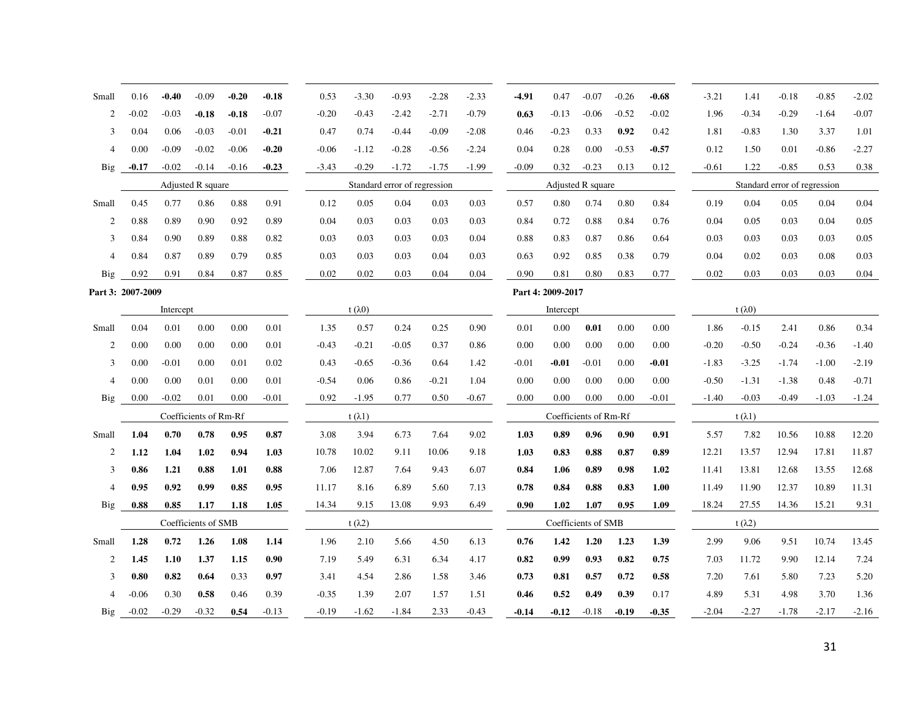| | | | | | | | | | | | | | | | | | | | | | |
|---|---|---|---|---|---|---|---|---|---|---|---|---|---|---|---|---|---|---|---|---|---|
| Small | 0.16 | **-0.40** | -0.09 | **-0.20** | **-0.18** | 0.53 | -3.30 | -0.93 | -2.28 | -2.33 | | **-4.91** | 0.47 | -0.07 | -0.26 | **-0.68** | -3.21 | 1.41 | -0.18 | -0.85 | -2.02 |
| 2 | -0.02 | -0.03 | **-0.18** | **-0.18** | -0.07 | -0.20 | -0.43 | -2.42 | -2.71 | -0.79 | | **0.63** | -0.13 | -0.06 | -0.52 | -0.02 | 1.96 | -0.34 | -0.29 | -1.64 | -0.07 |
| 3 | 0.04 | 0.06 | -0.03 | -0.01 | **-0.21** | 0.47 | 0.74 | -0.44 | -0.09 | -2.08 | | 0.46 | -0.23 | 0.33 | **0.92** | 0.42 | 1.81 | -0.83 | 1.30 | 3.37 | 1.01 |
| 4 | 0.00 | -0.09 | -0.02 | -0.06 | **-0.20** | -0.06 | -1.12 | -0.28 | -0.56 | -2.24 | | 0.04 | 0.28 | 0.00 | -0.53 | **-0.57** | 0.12 | 1.50 | 0.01 | -0.86 | -2.27 |
| Big | **-0.17** | -0.02 | -0.14 | -0.16 | **-0.23** | -3.43 | -0.29 | -1.72 | -1.75 | -1.99 | | -0.09 | 0.32 | -0.23 | 0.13 | 0.12 | -0.61 | 1.22 | -0.85 | 0.53 | 0.38 |
| | Adjusted R square | | | | | Standard error of regression | | | | | | Adjusted R square | | | | | Standard error of regression | | | | |
| Small | 0.45 | 0.77 | 0.86 | 0.88 | 0.91 | 0.12 | 0.05 | 0.04 | 0.03 | 0.03 | | 0.57 | 0.80 | 0.74 | 0.80 | 0.84 | 0.19 | 0.04 | 0.05 | 0.04 | 0.04 |
| 2 | 0.88 | 0.89 | 0.90 | 0.92 | 0.89 | 0.04 | 0.03 | 0.03 | 0.03 | 0.03 | | 0.84 | 0.72 | 0.88 | 0.84 | 0.76 | 0.04 | 0.05 | 0.03 | 0.04 | 0.05 |
| 3 | 0.84 | 0.90 | 0.89 | 0.88 | 0.82 | 0.03 | 0.03 | 0.03 | 0.03 | 0.04 | | 0.88 | 0.83 | 0.87 | 0.86 | 0.64 | 0.03 | 0.03 | 0.03 | 0.03 | 0.05 |
| 4 | 0.84 | 0.87 | 0.89 | 0.79 | 0.85 | 0.03 | 0.03 | 0.03 | 0.04 | 0.03 | | 0.63 | 0.92 | 0.85 | 0.38 | 0.79 | 0.04 | 0.02 | 0.03 | 0.08 | 0.03 |
| Big | 0.92 | 0.91 | 0.84 | 0.87 | 0.85 | 0.02 | 0.02 | 0.03 | 0.04 | 0.04 | | 0.90 | 0.81 | 0.80 | 0.83 | 0.77 | 0.02 | 0.03 | 0.03 | 0.03 | 0.04 |
| **Part 3: 2007-2009** | | | | | | | | | | | | **Part 4: 2009-2017** | | | | | | | | | |
| | Intercept | | | | | $t(\lambda 0)$ | | | | | | Intercept | | | | | $t(\lambda 0)$ | | | | |
| Small | 0.04 | 0.01 | 0.00 | 0.00 | 0.01 | 1.35 | 0.57 | 0.24 | 0.25 | 0.90 | | 0.01 | 0.00 | **0.01** | 0.00 | 0.00 | 1.86 | -0.15 | 2.41 | 0.86 | 0.34 |
| 2 | 0.00 | 0.00 | 0.00 | 0.00 | 0.01 | -0.43 | -0.21 | -0.05 | 0.37 | 0.86 | | 0.00 | 0.00 | 0.00 | 0.00 | 0.00 | -0.20 | -0.50 | -0.24 | -0.36 | -1.40 |
| 3 | 0.00 | -0.01 | 0.00 | 0.01 | 0.02 | 0.43 | -0.65 | -0.36 | 0.64 | 1.42 | | -0.01 | **-0.01** | -0.01 | 0.00 | **-0.01** | -1.83 | -3.25 | -1.74 | -1.00 | -2.19 |
| 4 | 0.00 | 0.00 | 0.01 | 0.00 | 0.01 | -0.54 | 0.06 | 0.86 | -0.21 | 1.04 | | 0.00 | 0.00 | 0.00 | 0.00 | 0.00 | -0.50 | -1.31 | -1.38 | 0.48 | -0.71 |
| Big | 0.00 | -0.02 | 0.01 | 0.00 | -0.01 | 0.92 | -1.95 | 0.77 | 0.50 | -0.67 | | 0.00 | 0.00 | 0.00 | 0.00 | -0.01 | -1.40 | -0.03 | -0.49 | -1.03 | -1.24 |
| | Coefficients of Rm-Rf | | | | | $t(\lambda 1)$ | | | | | | Coefficients of Rm-Rf | | | | | $t(\lambda 1)$ | | | | |
| Small | **1.04** | **0.70** | **0.78** | **0.95** | **0.87** | 3.08 | 3.94 | 6.73 | 7.64 | 9.02 | | **1.03** | **0.89** | **0.96** | **0.90** | **0.91** | 5.57 | 7.82 | 10.56 | 10.88 | 12.20 |
| 2 | **1.12** | **1.04** | **1.02** | **0.94** | **1.03** | 10.78 | 10.02 | 9.11 | 10.06 | 9.18 | | **1.03** | **0.83** | **0.88** | **0.87** | **0.89** | 12.21 | 13.57 | 12.94 | 17.81 | 11.87 |
| 3 | **0.86** | **1.21** | **0.88** | **1.01** | **0.88** | 7.06 | 12.87 | 7.64 | 9.43 | 6.07 | | **0.84** | **1.06** | **0.89** | **0.98** | **1.02** | 11.41 | 13.81 | 12.68 | 13.55 | 12.68 |
| 4 | **0.95** | **0.92** | **0.99** | **0.85** | **0.95** | 11.17 | 8.16 | 6.89 | 5.60 | 7.13 | | **0.78** | **0.84** | **0.88** | **0.83** | **1.00** | 11.49 | 11.90 | 12.37 | 10.89 | 11.31 |
| Big | **0.88** | **0.85** | **1.17** | **1.18** | **1.05** | 14.34 | 9.15 | 13.08 | 9.93 | 6.49 | | **0.90** | **1.02** | **1.07** | **0.95** | **1.09** | 18.24 | 27.55 | 14.36 | 15.21 | 9.31 |
| | Coefficients of SMB | | | | | $t(\lambda 2)$ | | | | | | Coefficients of SMB | | | | | $t(\lambda 2)$ | | | | |
| Small | **1.28** | **0.72** | **1.26** | **1.08** | **1.14** | 1.96 | 2.10 | 5.66 | 4.50 | 6.13 | | **0.76** | **1.42** | **1.20** | **1.23** | **1.39** | 2.99 | 9.06 | 9.51 | 10.74 | 13.45 |
| 2 | **1.45** | **1.10** | **1.37** | **1.15** | **0.90** | 7.19 | 5.49 | 6.31 | 6.34 | 4.17 | | **0.82** | **0.99** | **0.93** | **0.82** | **0.75** | 7.03 | 11.72 | 9.90 | 12.14 | 7.24 |
| 3 | **0.80** | **0.82** | **0.64** | 0.33 | **0.97** | 3.41 | 4.54 | 2.86 | 1.58 | 3.46 | | **0.73** | **0.81** | **0.57** | **0.72** | **0.58** | 7.20 | 7.61 | 5.80 | 7.23 | 5.20 |
| 4 | -0.06 | 0.30 | **0.58** | 0.46 | 0.39 | -0.35 | 1.39 | 2.07 | 1.57 | 1.51 | | **0.46** | **0.52** | **0.49** | **0.39** | 0.17 | 4.89 | 5.31 | 4.98 | 3.70 | 1.36 |
| Big | -0.02 | -0.29 | -0.32 | **0.54** | -0.13 | -0.19 | -1.62 | -1.84 | 2.33 | -0.43 | | **-0.14** | **-0.12** | -0.18 | **-0.19** | **-0.35** | -2.04 | -2.27 | -1.78 | -2.17 | -2.16 |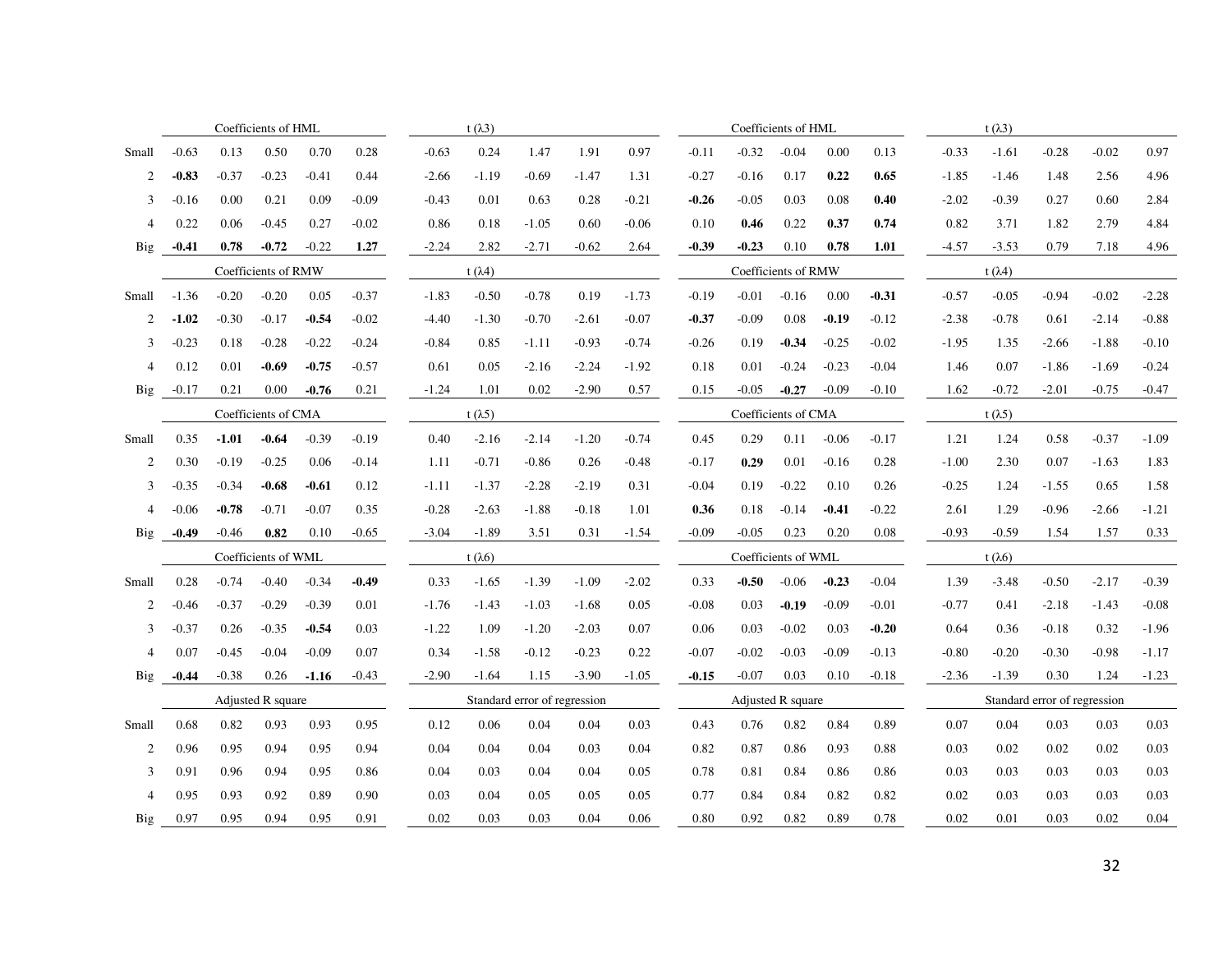| | Coefficients of HML | | | | | t (λ3) | | | | | Coefficients of HML | | | | | t (λ3) | | | | |
|---|---|---|---|---|---|---|---|---|---|---|---|---|---|---|---|---|---|---|---|---|
| Small | -0.63 | 0.13 | 0.50 | 0.70 | 0.28 | -0.63 | 0.24 | 1.47 | 1.91 | 0.97 | -0.11 | -0.32 | -0.04 | 0.00 | 0.13 | -0.33 | -1.61 | -0.28 | -0.02 | 0.97 |
| 2 | **-0.83** | -0.37 | -0.23 | -0.41 | 0.44 | -2.66 | -1.19 | -0.69 | -1.47 | 1.31 | -0.27 | -0.16 | 0.17 | **0.22** | **0.65** | -1.85 | -1.46 | 1.48 | 2.56 | 4.96 |
| 3 | -0.16 | 0.00 | 0.21 | 0.09 | -0.09 | -0.43 | 0.01 | 0.63 | 0.28 | -0.21 | **-0.26** | -0.05 | 0.03 | 0.08 | **0.40** | -2.02 | -0.39 | 0.27 | 0.60 | 2.84 |
| 4 | 0.22 | 0.06 | -0.45 | 0.27 | -0.02 | 0.86 | 0.18 | -1.05 | 0.60 | -0.06 | 0.10 | **0.46** | 0.22 | **0.37** | **0.74** | 0.82 | 3.71 | 1.82 | 2.79 | 4.84 |
| Big | **-0.41** | **0.78** | **-0.72** | -0.22 | **1.27** | -2.24 | 2.82 | -2.71 | -0.62 | 2.64 | **-0.39** | **-0.23** | 0.10 | **0.78** | **1.01** | -4.57 | -3.53 | 0.79 | 7.18 | 4.96 |
| | Coefficients of RMW | | | | | t (λ4) | | | | | Coefficients of RMW | | | | | t (λ4) | | | | |
| Small | -1.36 | -0.20 | -0.20 | 0.05 | -0.37 | -1.83 | -0.50 | -0.78 | 0.19 | -1.73 | -0.19 | -0.01 | -0.16 | 0.00 | **-0.31** | -0.57 | -0.05 | -0.94 | -0.02 | -2.28 |
| 2 | **-1.02** | -0.30 | -0.17 | **-0.54** | -0.02 | -4.40 | -1.30 | -0.70 | -2.61 | -0.07 | **-0.37** | -0.09 | 0.08 | **-0.19** | -0.12 | -2.38 | -0.78 | 0.61 | -2.14 | -0.88 |
| 3 | -0.23 | 0.18 | -0.28 | -0.22 | -0.24 | -0.84 | 0.85 | -1.11 | -0.93 | -0.74 | -0.26 | 0.19 | **-0.34** | -0.25 | -0.02 | -1.95 | 1.35 | -2.66 | -1.88 | -0.10 |
| 4 | 0.12 | 0.01 | **-0.69** | **-0.75** | -0.57 | 0.61 | 0.05 | -2.16 | -2.24 | -1.92 | 0.18 | 0.01 | -0.24 | -0.23 | -0.04 | 1.46 | 0.07 | -1.86 | -1.69 | -0.24 |
| Big | -0.17 | 0.21 | 0.00 | **-0.76** | 0.21 | -1.24 | 1.01 | 0.02 | -2.90 | 0.57 | 0.15 | -0.05 | **-0.27** | -0.09 | -0.10 | 1.62 | -0.72 | -2.01 | -0.75 | -0.47 |
| | Coefficients of CMA | | | | | t (λ5) | | | | | Coefficients of CMA | | | | | t (λ5) | | | | |
| Small | 0.35 | **-1.01** | **-0.64** | -0.39 | -0.19 | 0.40 | -2.16 | -2.14 | -1.20 | -0.74 | 0.45 | 0.29 | 0.11 | -0.06 | -0.17 | 1.21 | 1.24 | 0.58 | -0.37 | -1.09 |
| 2 | 0.30 | -0.19 | -0.25 | 0.06 | -0.14 | 1.11 | -0.71 | -0.86 | 0.26 | -0.48 | -0.17 | **0.29** | 0.01 | -0.16 | 0.28 | -1.00 | 2.30 | 0.07 | -1.63 | 1.83 |
| 3 | -0.35 | -0.34 | **-0.68** | **-0.61** | 0.12 | -1.11 | -1.37 | -2.28 | -2.19 | 0.31 | -0.04 | 0.19 | -0.22 | 0.10 | 0.26 | -0.25 | 1.24 | -1.55 | 0.65 | 1.58 |
| 4 | -0.06 | **-0.78** | -0.71 | -0.07 | 0.35 | -0.28 | -2.63 | -1.88 | -0.18 | 1.01 | **0.36** | 0.18 | -0.14 | **-0.41** | -0.22 | 2.61 | 1.29 | -0.96 | -2.66 | -1.21 |
| Big | **-0.49** | -0.46 | **0.82** | 0.10 | -0.65 | -3.04 | -1.89 | 3.51 | 0.31 | -1.54 | -0.09 | -0.05 | 0.23 | 0.20 | 0.08 | -0.93 | -0.59 | 1.54 | 1.57 | 0.33 |
| | Coefficients of WML | | | | | t (λ6) | | | | | Coefficients of WML | | | | | t (λ6) | | | | |
| Small | 0.28 | -0.74 | -0.40 | -0.34 | **-0.49** | 0.33 | -1.65 | -1.39 | -1.09 | -2.02 | 0.33 | **-0.50** | -0.06 | **-0.23** | -0.04 | 1.39 | -3.48 | -0.50 | -2.17 | -0.39 |
| 2 | -0.46 | -0.37 | -0.29 | -0.39 | 0.01 | -1.76 | -1.43 | -1.03 | -1.68 | 0.05 | -0.08 | 0.03 | **-0.19** | -0.09 | -0.01 | -0.77 | 0.41 | -2.18 | -1.43 | -0.08 |
| 3 | -0.37 | 0.26 | -0.35 | **-0.54** | 0.03 | -1.22 | 1.09 | -1.20 | -2.03 | 0.07 | 0.06 | 0.03 | -0.02 | 0.03 | **-0.20** | 0.64 | 0.36 | -0.18 | 0.32 | -1.96 |
| 4 | 0.07 | -0.45 | -0.04 | -0.09 | 0.07 | 0.34 | -1.58 | -0.12 | -0.23 | 0.22 | -0.07 | -0.02 | -0.03 | -0.09 | -0.13 | -0.80 | -0.20 | -0.30 | -0.98 | -1.17 |
| Big | **-0.44** | -0.38 | 0.26 | **-1.16** | -0.43 | -2.90 | -1.64 | 1.15 | -3.90 | -1.05 | **-0.15** | -0.07 | 0.03 | 0.10 | -0.18 | -2.36 | -1.39 | 0.30 | 1.24 | -1.23 |
| | Adjusted R square | | | | | Standard error of regression | | | | | Adjusted R square | | | | | Standard error of regression | | | | |
| Small | 0.68 | 0.82 | 0.93 | 0.93 | 0.95 | 0.12 | 0.06 | 0.04 | 0.04 | 0.03 | 0.43 | 0.76 | 0.82 | 0.84 | 0.89 | 0.07 | 0.04 | 0.03 | 0.03 | 0.03 |
| 2 | 0.96 | 0.95 | 0.94 | 0.95 | 0.94 | 0.04 | 0.04 | 0.04 | 0.03 | 0.04 | 0.82 | 0.87 | 0.86 | 0.93 | 0.88 | 0.03 | 0.02 | 0.02 | 0.02 | 0.03 |
| 3 | 0.91 | 0.96 | 0.94 | 0.95 | 0.86 | 0.04 | 0.03 | 0.04 | 0.04 | 0.05 | 0.78 | 0.81 | 0.84 | 0.86 | 0.86 | 0.03 | 0.03 | 0.03 | 0.03 | 0.03 |
| 4 | 0.95 | 0.93 | 0.92 | 0.89 | 0.90 | 0.03 | 0.04 | 0.05 | 0.05 | 0.05 | 0.77 | 0.84 | 0.84 | 0.82 | 0.82 | 0.02 | 0.03 | 0.03 | 0.03 | 0.03 |
| Big | 0.97 | 0.95 | 0.94 | 0.95 | 0.91 | 0.02 | 0.03 | 0.03 | 0.04 | 0.06 | 0.80 | 0.92 | 0.82 | 0.89 | 0.78 | 0.02 | 0.01 | 0.03 | 0.02 | 0.04 |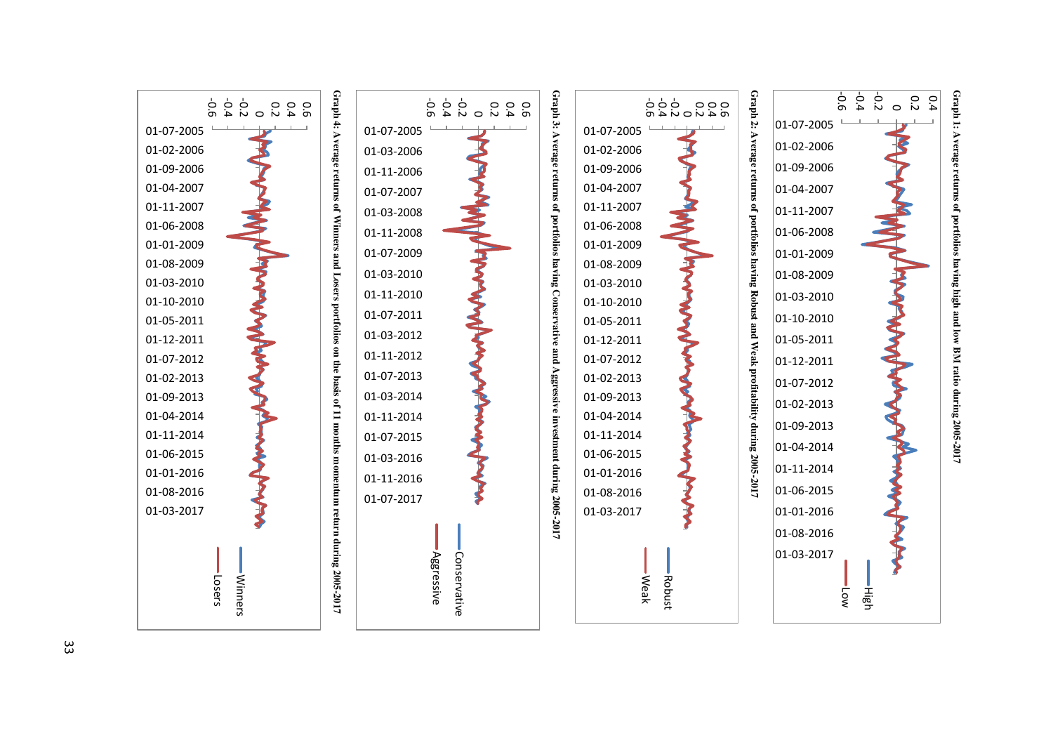**Graph 1: Average returns of portfolios having high and low BM ratio during 2005-2017**

**Graph 2: Average returns of portfolios having Robust and Weak profitability during 2005-2017**

**Graph 3: Average returns of portfolios having Conservative and Aggressive investment during 2005-2017**

**Graph 4: Average returns of Winners and Losers portfolios on the basis of 11 months momentum return during 2005-2017**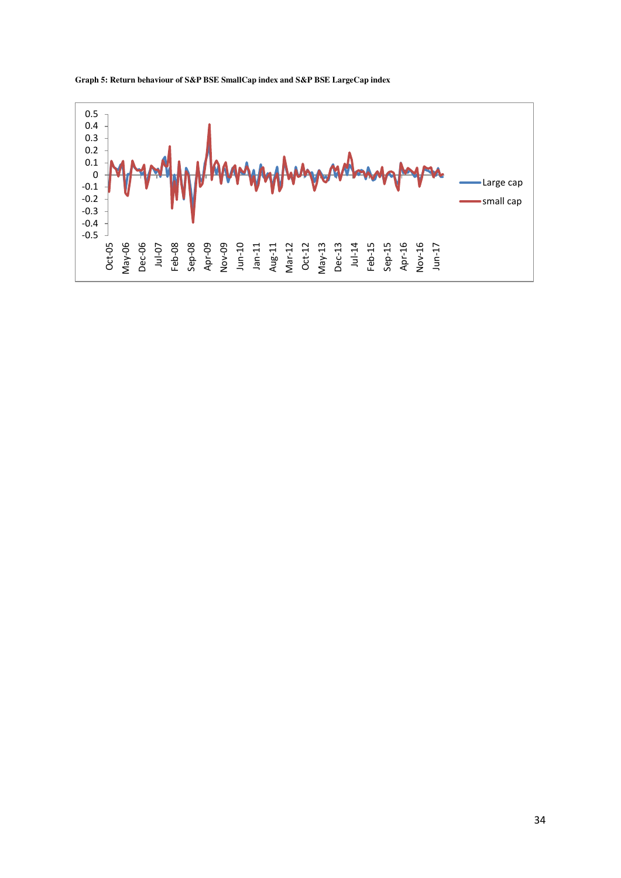**Graph 5: Return behaviour of S&P BSE SmallCap index and S&P BSE LargeCap index**

0.5
0.4
0.3
0.2
0.1
0
-0.1
-0.2
-0.3
-0.4
-0.5

Oct-05 May-06 Dec-06 Jul-07 Feb-08 Sep-08 Apr-09 Nov-09 Jun-10 Jan-11 Aug-11 Mar-12 Oct-12 May-13 Dec-13 Jul-14 Feb-15 Sep-15 Apr-16 Nov-16 Jun-17

Large cap
small cap